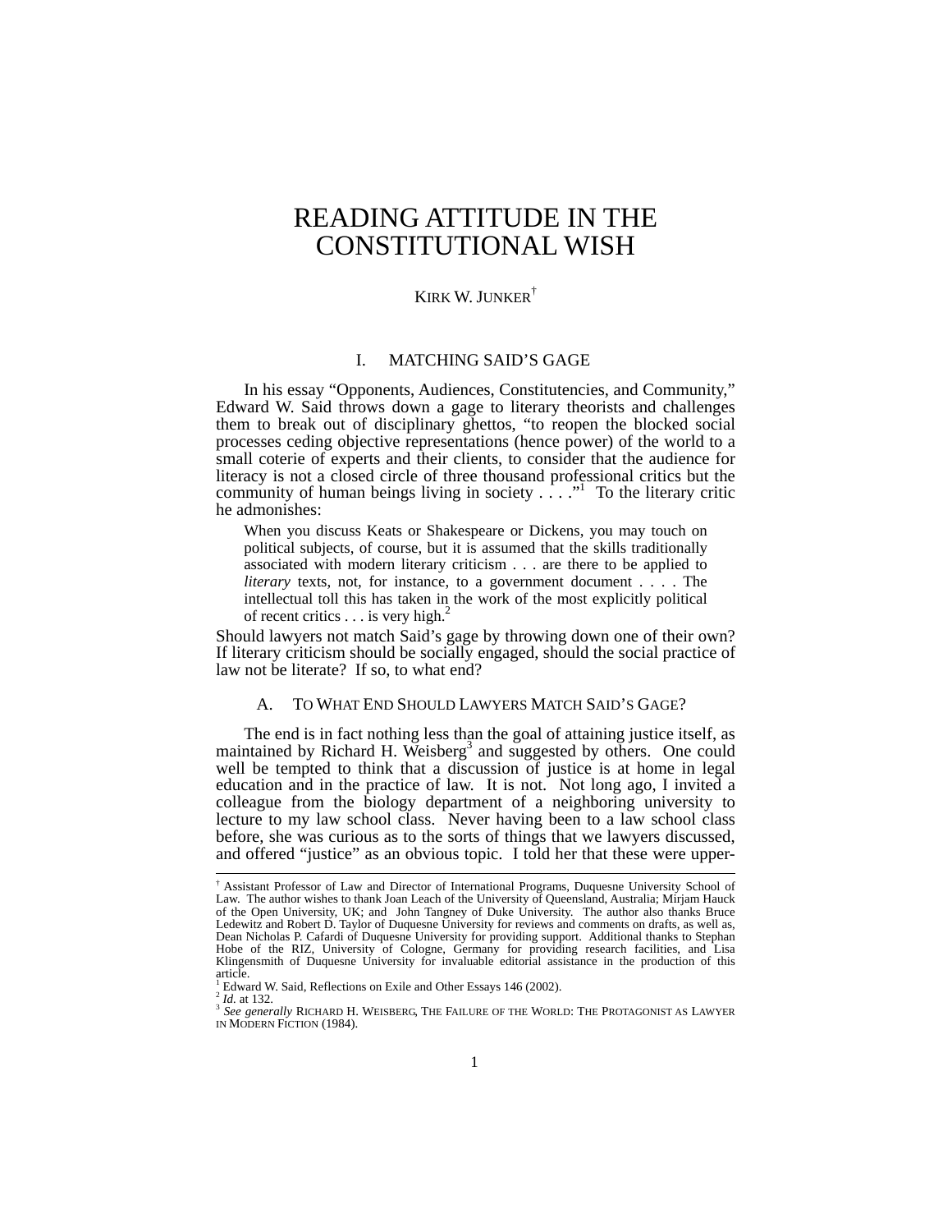# READING ATTITUDE IN THE CONSTITUTIONAL WISH

KIRK W. JUNKER[†]

## I. MATCHING SAID'S GAGE

In his essay "Opponents, Audiences, Constitutencies, and Community," Edward W. Said throws down a gage to literary theorists and challenges them to break out of disciplinary ghettos, "to reopen the blocked social processes ceding objective representations (hence power) of the world to a small coterie of experts and their clients, to consider that the audience for literacy is not a closed circle of three thousand professional critics but the community of human beings living in society . . . ."[1] To the literary critic he admonishes:

> When you discuss Keats or Shakespeare or Dickens, you may touch on political subjects, of course, but it is assumed that the skills traditionally associated with modern literary criticism . . . are there to be applied to *literary* texts, not, for instance, to a government document . . . . The intellectual toll this has taken in the work of the most explicitly political of recent critics . . . is very high.[2]

Should lawyers not match Said's gage by throwing down one of their own? If literary criticism should be socially engaged, should the social practice of law not be literate? If so, to what end?

### A. TO WHAT END SHOULD LAWYERS MATCH SAID'S GAGE?

The end is in fact nothing less than the goal of attaining justice itself, as maintained by Richard H. Weisberg[3] and suggested by others. One could well be tempted to think that a discussion of justice is at home in legal education and in the practice of law. It is not. Not long ago, I invited a colleague from the biology department of a neighboring university to lecture to my law school class. Never having been to a law school class before, she was curious as to the sorts of things that we lawyers discussed, and offered "justice" as an obvious topic. I told her that these were upper-

---

[†] Assistant Professor of Law and Director of International Programs, Duquesne University School of Law. The author wishes to thank Joan Leach of the University of Queensland, Australia; Mirjam Hauck of the Open University, UK; and John Tangney of Duke University. The author also thanks Bruce Ledewitz and Robert D. Taylor of Duquesne University for reviews and comments on drafts, as well as, Dean Nicholas P. Cafardi of Duquesne University for providing support. Additional thanks to Stephan Hobe of the RIZ, University of Cologne, Germany for providing research facilities, and Lisa Klingensmith of Duquesne University for invaluable editorial assistance in the production of this article.

[1] Edward W. Said, Reflections on Exile and Other Essays 146 (2002).

[2] *Id.* at 132.

[3] *See generally* RICHARD H. WEISBERG, THE FAILURE OF THE WORLD: THE PROTAGONIST AS LAWYER IN MODERN FICTION (1984).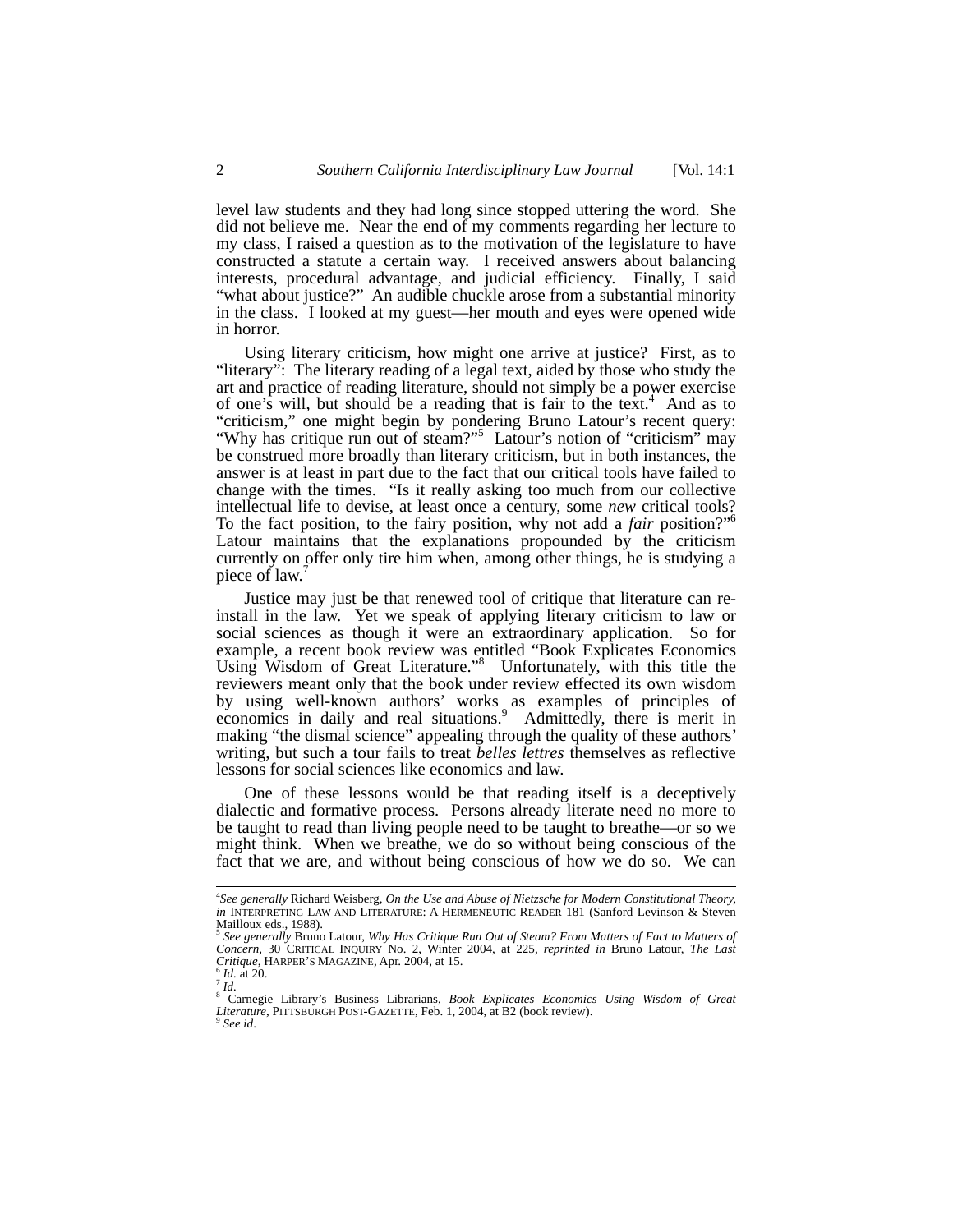level law students and they had long since stopped uttering the word. She did not believe me. Near the end of my comments regarding her lecture to my class, I raised a question as to the motivation of the legislature to have constructed a statute a certain way. I received answers about balancing interests, procedural advantage, and judicial efficiency. Finally, I said "what about justice?" An audible chuckle arose from a substantial minority in the class. I looked at my guest—her mouth and eyes were opened wide in horror.

Using literary criticism, how might one arrive at justice? First, as to "literary": The literary reading of a legal text, aided by those who study the art and practice of reading literature, should not simply be a power exercise of one's will, but should be a reading that is fair to the text.[4] And as to "criticism," one might begin by pondering Bruno Latour's recent query: "Why has critique run out of steam?"[5] Latour's notion of "criticism" may be construed more broadly than literary criticism, but in both instances, the answer is at least in part due to the fact that our critical tools have failed to change with the times. "Is it really asking too much from our collective intellectual life to devise, at least once a century, some *new* critical tools? To the fact position, to the fairy position, why not add a *fair* position?"[6] Latour maintains that the explanations propounded by the criticism currently on offer only tire him when, among other things, he is studying a piece of law.[7]

Justice may just be that renewed tool of critique that literature can re-install in the law. Yet we speak of applying literary criticism to law or social sciences as though it were an extraordinary application. So for example, a recent book review was entitled "Book Explicates Economics Using Wisdom of Great Literature."[8] Unfortunately, with this title the reviewers meant only that the book under review effected its own wisdom by using well-known authors' works as examples of principles of economics in daily and real situations.[9] Admittedly, there is merit in making "the dismal science" appealing through the quality of these authors' writing, but such a tour fails to treat *belles lettres* themselves as reflective lessons for social sciences like economics and law.

One of these lessons would be that reading itself is a deceptively dialectic and formative process. Persons already literate need no more to be taught to read than living people need to be taught to breathe—or so we might think. When we breathe, we do so without being conscious of the fact that we are, and without being conscious of how we do so. We can

---

[4] *See generally* Richard Weisberg, *On the Use and Abuse of Nietzsche for Modern Constitutional Theory*, *in* INTERPRETING LAW AND LITERATURE: A HERMENEUTIC READER 181 (Sanford Levinson & Steven Mailloux eds., 1988).

[5] *See generally* Bruno Latour, *Why Has Critique Run Out of Steam? From Matters of Fact to Matters of Concern*, 30 CRITICAL INQUIRY No. 2, Winter 2004, at 225, *reprinted in* Bruno Latour, *The Last Critique*, HARPER'S MAGAZINE, Apr. 2004, at 15.

[6] *Id.* at 20.

[7] *Id.*

[8] Carnegie Library's Business Librarians, *Book Explicates Economics Using Wisdom of Great Literature*, PITTSBURGH POST-GAZETTE, Feb. 1, 2004, at B2 (book review).

[9] *See id*.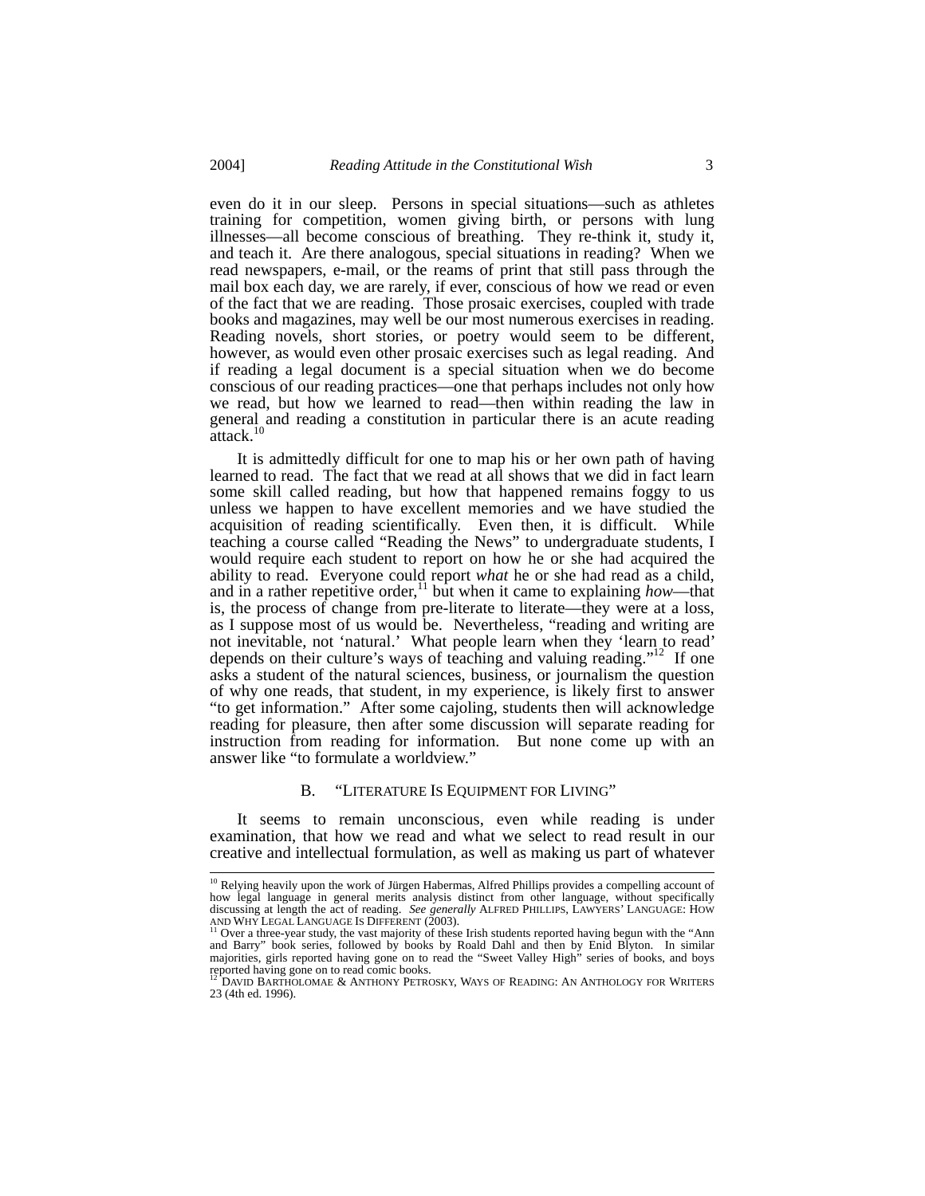even do it in our sleep. Persons in special situations—such as athletes training for competition, women giving birth, or persons with lung illnesses—all become conscious of breathing. They re-think it, study it, and teach it. Are there analogous, special situations in reading? When we read newspapers, e-mail, or the reams of print that still pass through the mail box each day, we are rarely, if ever, conscious of how we read or even of the fact that we are reading. Those prosaic exercises, coupled with trade books and magazines, may well be our most numerous exercises in reading. Reading novels, short stories, or poetry would seem to be different, however, as would even other prosaic exercises such as legal reading. And if reading a legal document is a special situation when we do become conscious of our reading practices—one that perhaps includes not only how we read, but how we learned to read—then within reading the law in general and reading a constitution in particular there is an acute reading attack.[10]

It is admittedly difficult for one to map his or her own path of having learned to read. The fact that we read at all shows that we did in fact learn some skill called reading, but how that happened remains foggy to us unless we happen to have excellent memories and we have studied the acquisition of reading scientifically. Even then, it is difficult. While teaching a course called "Reading the News" to undergraduate students, I would require each student to report on how he or she had acquired the ability to read. Everyone could report *what* he or she had read as a child, and in a rather repetitive order,[11] but when it came to explaining *how*—that is, the process of change from pre-literate to literate—they were at a loss, as I suppose most of us would be. Nevertheless, "reading and writing are not inevitable, not 'natural.' What people learn when they 'learn to read' depends on their culture's ways of teaching and valuing reading."[12] If one asks a student of the natural sciences, business, or journalism the question of why one reads, that student, in my experience, is likely first to answer "to get information." After some cajoling, students then will acknowledge reading for pleasure, then after some discussion will separate reading for instruction from reading for information. But none come up with an answer like "to formulate a worldview."

### B. "Literature Is Equipment for Living"

It seems to remain unconscious, even while reading is under examination, that how we read and what we select to read result in our creative and intellectual formulation, as well as making us part of whatever

---

[10] Relying heavily upon the work of Jürgen Habermas, Alfred Phillips provides a compelling account of how legal language in general merits analysis distinct from other language, without specifically discussing at length the act of reading. *See generally* ALFRED PHILLIPS, LAWYERS' LANGUAGE: HOW AND WHY LEGAL LANGUAGE IS DIFFERENT (2003).

[11] Over a three-year study, the vast majority of these Irish students reported having begun with the "Ann and Barry" book series, followed by books by Roald Dahl and then by Enid Blyton. In similar majorities, girls reported having gone on to read the "Sweet Valley High" series of books, and boys reported having gone on to read comic books.

[12] DAVID BARTHOLOMAE & ANTHONY PETROSKY, WAYS OF READING: AN ANTHOLOGY FOR WRITERS 23 (4th ed. 1996).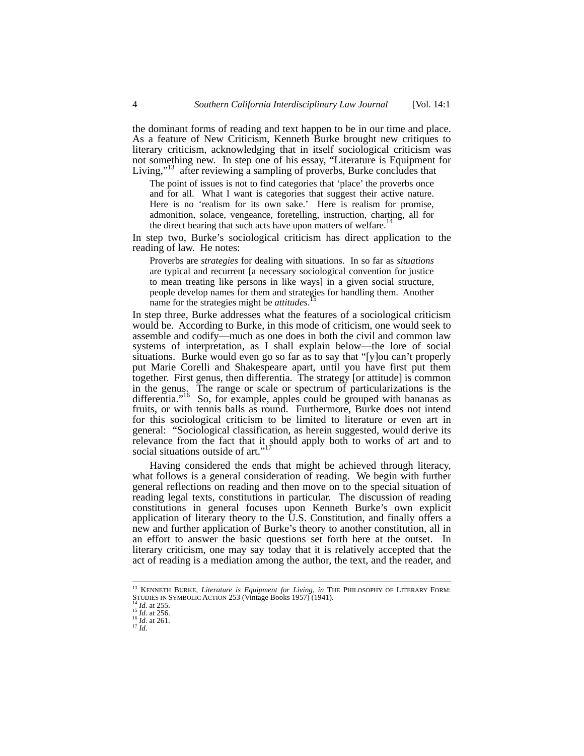the dominant forms of reading and text happen to be in our time and place. As a feature of New Criticism, Kenneth Burke brought new critiques to literary criticism, acknowledging that in itself sociological criticism was not something new. In step one of his essay, "Literature is Equipment for Living,"[13] after reviewing a sampling of proverbs, Burke concludes that

> The point of issues is not to find categories that 'place' the proverbs once and for all. What I want is categories that suggest their active nature. Here is no 'realism for its own sake.' Here is realism for promise, admonition, solace, vengeance, foretelling, instruction, charting, all for the direct bearing that such acts have upon matters of welfare.[14]

In step two, Burke's sociological criticism has direct application to the reading of law. He notes:

> Proverbs are *strategies* for dealing with situations. In so far as *situations* are typical and recurrent [a necessary sociological convention for justice to mean treating like persons in like ways] in a given social structure, people develop names for them and strategies for handling them. Another name for the strategies might be *attitudes*.[15]

In step three, Burke addresses what the features of a sociological criticism would be. According to Burke, in this mode of criticism, one would seek to assemble and codify—much as one does in both the civil and common law systems of interpretation, as I shall explain below—the lore of social situations. Burke would even go so far as to say that "[y]ou can't properly put Marie Corelli and Shakespeare apart, until you have first put them together. First genus, then differentia. The strategy [or attitude] is common in the genus. The range or scale or spectrum of particularizations is the differentia."[16] So, for example, apples could be grouped with bananas as fruits, or with tennis balls as round. Furthermore, Burke does not intend for this sociological criticism to be limited to literature or even art in general: "Sociological classification, as herein suggested, would derive its relevance from the fact that it should apply both to works of art and to social situations outside of art."[17]

Having considered the ends that might be achieved through literacy, what follows is a general consideration of reading. We begin with further general reflections on reading and then move on to the special situation of reading legal texts, constitutions in particular. The discussion of reading constitutions in general focuses upon Kenneth Burke's own explicit application of literary theory to the U.S. Constitution, and finally offers a new and further application of Burke's theory to another constitution, all in an effort to answer the basic questions set forth here at the outset. In literary criticism, one may say today that it is relatively accepted that the act of reading is a mediation among the author, the text, and the reader, and

---

[13] KENNETH BURKE, *Literature is Equipment for Living*, *in* THE PHILOSOPHY OF LITERARY FORM: STUDIES IN SYMBOLIC ACTION 253 (Vintage Books 1957) (1941).
[14] *Id.* at 255.
[15] *Id.* at 256.
[16] *Id.* at 261.
[17] *Id.*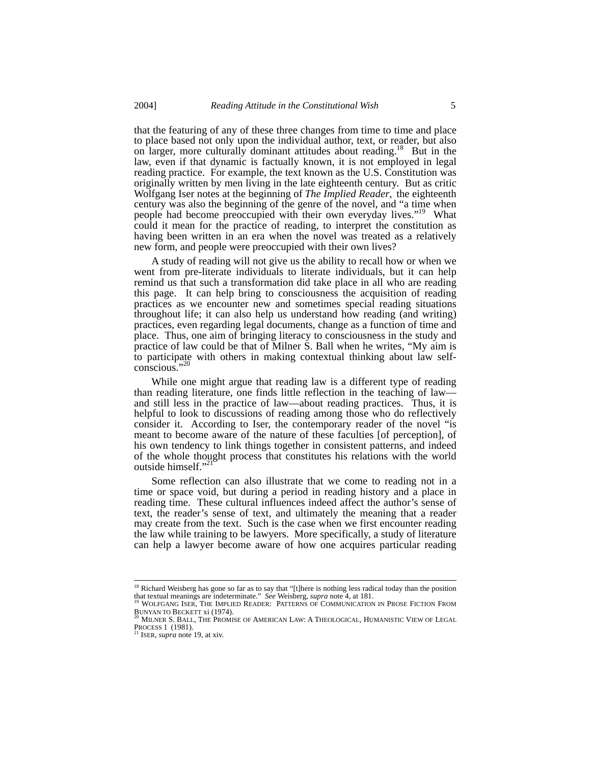that the featuring of any of these three changes from time to time and place to place based not only upon the individual author, text, or reader, but also on larger, more culturally dominant attitudes about reading.[18] But in the law, even if that dynamic is factually known, it is not employed in legal reading practice. For example, the text known as the U.S. Constitution was originally written by men living in the late eighteenth century. But as critic Wolfgang Iser notes at the beginning of *The Implied Reader*, the eighteenth century was also the beginning of the genre of the novel, and "a time when people had become preoccupied with their own everyday lives."[19] What could it mean for the practice of reading, to interpret the constitution as having been written in an era when the novel was treated as a relatively new form, and people were preoccupied with their own lives?

A study of reading will not give us the ability to recall how or when we went from pre-literate individuals to literate individuals, but it can help remind us that such a transformation did take place in all who are reading this page. It can help bring to consciousness the acquisition of reading practices as we encounter new and sometimes special reading situations throughout life; it can also help us understand how reading (and writing) practices, even regarding legal documents, change as a function of time and place. Thus, one aim of bringing literacy to consciousness in the study and practice of law could be that of Milner S. Ball when he writes, "My aim is to participate with others in making contextual thinking about law self-conscious."[20]

While one might argue that reading law is a different type of reading than reading literature, one finds little reflection in the teaching of law—and still less in the practice of law—about reading practices. Thus, it is helpful to look to discussions of reading among those who do reflectively consider it. According to Iser, the contemporary reader of the novel "is meant to become aware of the nature of these faculties [of perception], of his own tendency to link things together in consistent patterns, and indeed of the whole thought process that constitutes his relations with the world outside himself."[21]

Some reflection can also illustrate that we come to reading not in a time or space void, but during a period in reading history and a place in reading time. These cultural influences indeed affect the author's sense of text, the reader's sense of text, and ultimately the meaning that a reader may create from the text. Such is the case when we first encounter reading the law while training to be lawyers. More specifically, a study of literature can help a lawyer become aware of how one acquires particular reading

---

[18] Richard Weisberg has gone so far as to say that "[t]here is nothing less radical today than the position that textual meanings are indeterminate." *See* Weisberg, *supra* note 4, at 181.

[19] WOLFGANG ISER, THE IMPLIED READER: PATTERNS OF COMMUNICATION IN PROSE FICTION FROM BUNYAN TO BECKETT xi (1974).

[20] MILNER S. BALL, THE PROMISE OF AMERICAN LAW: A THEOLOGICAL, HUMANISTIC VIEW OF LEGAL PROCESS 1 (1981).

[21] ISER, *supra* note 19, at xiv.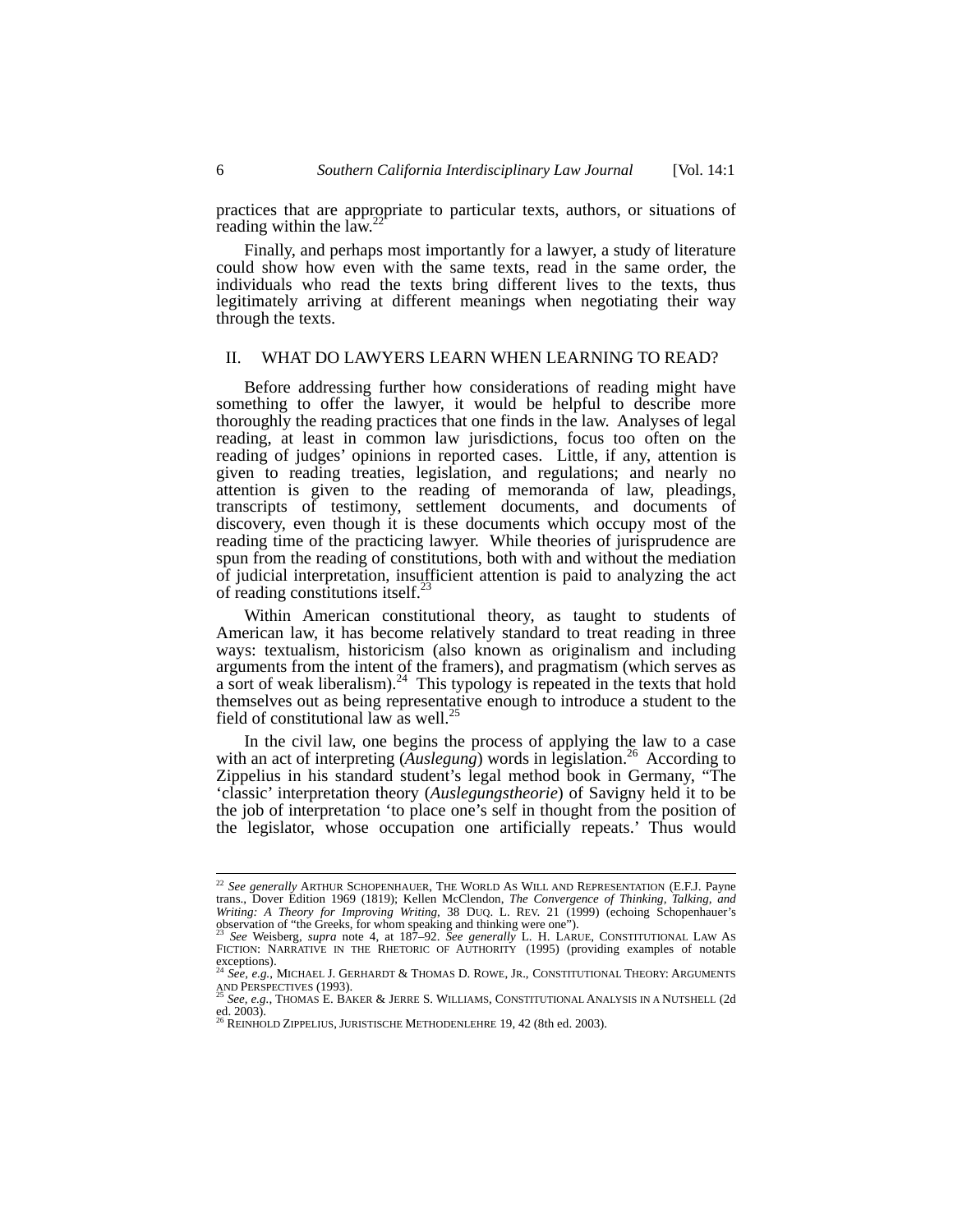practices that are appropriate to particular texts, authors, or situations of reading within the law.[22]

Finally, and perhaps most importantly for a lawyer, a study of literature could show how even with the same texts, read in the same order, the individuals who read the texts bring different lives to the texts, thus legitimately arriving at different meanings when negotiating their way through the texts.

## II. WHAT DO LAWYERS LEARN WHEN LEARNING TO READ?

Before addressing further how considerations of reading might have something to offer the lawyer, it would be helpful to describe more thoroughly the reading practices that one finds in the law. Analyses of legal reading, at least in common law jurisdictions, focus too often on the reading of judges' opinions in reported cases. Little, if any, attention is given to reading treaties, legislation, and regulations; and nearly no attention is given to the reading of memoranda of law, pleadings, transcripts of testimony, settlement documents, and documents of discovery, even though it is these documents which occupy most of the reading time of the practicing lawyer. While theories of jurisprudence are spun from the reading of constitutions, both with and without the mediation of judicial interpretation, insufficient attention is paid to analyzing the act of reading constitutions itself.[23]

Within American constitutional theory, as taught to students of American law, it has become relatively standard to treat reading in three ways: textualism, historicism (also known as originalism and including arguments from the intent of the framers), and pragmatism (which serves as a sort of weak liberalism).[24] This typology is repeated in the texts that hold themselves out as being representative enough to introduce a student to the field of constitutional law as well.[25]

In the civil law, one begins the process of applying the law to a case with an act of interpreting (*Auslegung*) words in legislation.[26] According to Zippelius in his standard student's legal method book in Germany, "The 'classic' interpretation theory (*Auslegungstheorie*) of Savigny held it to be the job of interpretation 'to place one's self in thought from the position of the legislator, whose occupation one artificially repeats.' Thus would

---

[22] *See generally* ARTHUR SCHOPENHAUER, THE WORLD AS WILL AND REPRESENTATION (E.F.J. Payne trans., Dover Edition 1969 (1819); Kellen McClendon, *The Convergence of Thinking, Talking, and Writing: A Theory for Improving Writing*, 38 DUQ. L. REV. 21 (1999) (echoing Schopenhauer's observation of "the Greeks, for whom speaking and thinking were one").

[23] *See* Weisberg, *supra* note 4, at 187–92. *See generally* L. H. LARUE, CONSTITUTIONAL LAW AS FICTION: NARRATIVE IN THE RHETORIC OF AUTHORITY (1995) (providing examples of notable exceptions).

[24] *See, e.g.*, MICHAEL J. GERHARDT & THOMAS D. ROWE, JR., CONSTITUTIONAL THEORY: ARGUMENTS AND PERSPECTIVES (1993).

[25] *See, e.g.*, THOMAS E. BAKER & JERRE S. WILLIAMS, CONSTITUTIONAL ANALYSIS IN A NUTSHELL (2d ed. 2003).

[26] REINHOLD ZIPPELIUS, JURISTISCHE METHODENLEHRE 19, 42 (8th ed. 2003).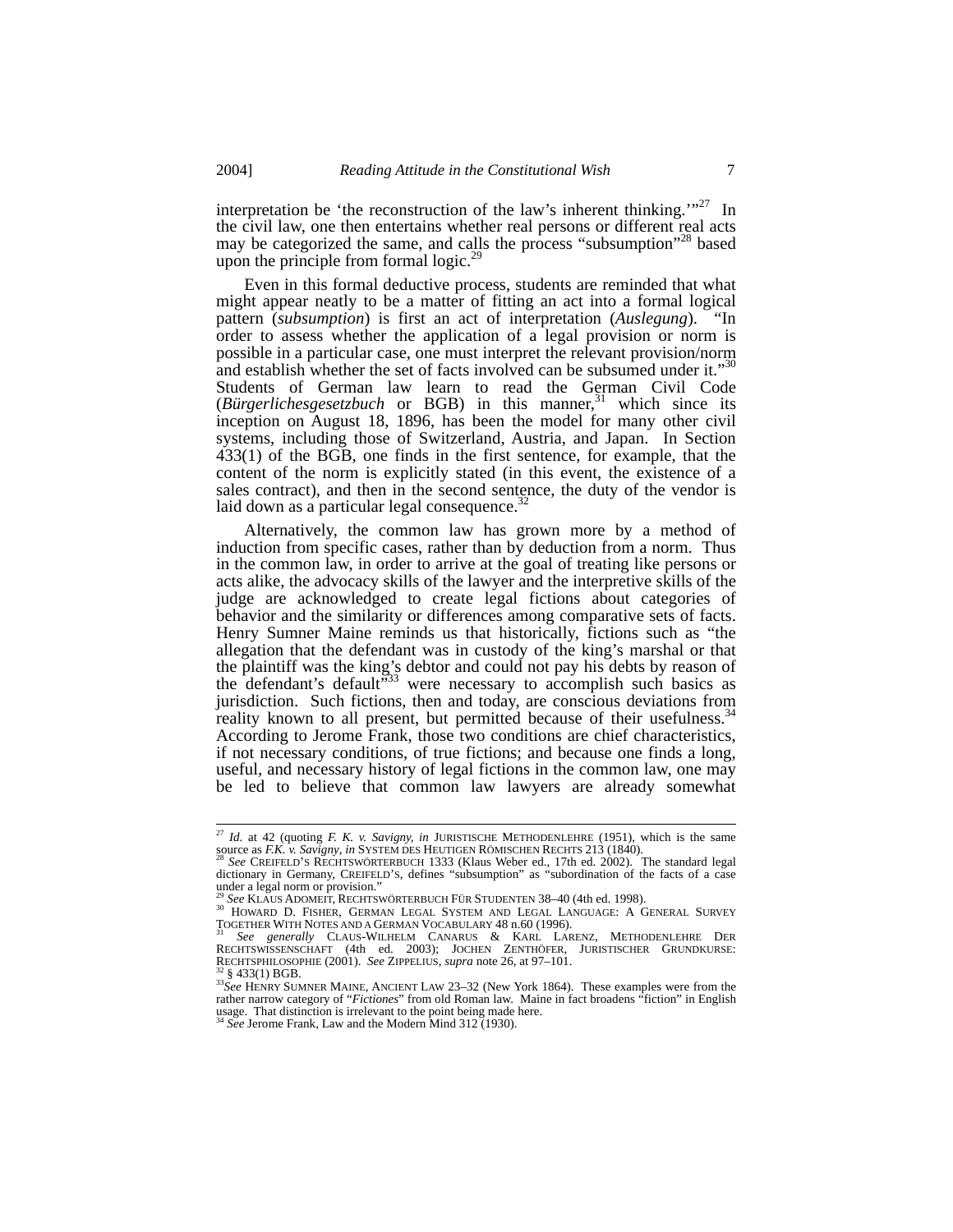interpretation be 'the reconstruction of the law's inherent thinking.'"[27] In the civil law, one then entertains whether real persons or different real acts may be categorized the same, and calls the process "subsumption"[28] based upon the principle from formal logic.[29]

Even in this formal deductive process, students are reminded that what might appear neatly to be a matter of fitting an act into a formal logical pattern (*subsumption*) is first an act of interpretation (*Auslegung*). "In order to assess whether the application of a legal provision or norm is possible in a particular case, one must interpret the relevant provision/norm and establish whether the set of facts involved can be subsumed under it."[30] Students of German law learn to read the German Civil Code (*Bürgerlichesgesetzbuch* or BGB) in this manner,[31] which since its inception on August 18, 1896, has been the model for many other civil systems, including those of Switzerland, Austria, and Japan. In Section 433(1) of the BGB, one finds in the first sentence, for example, that the content of the norm is explicitly stated (in this event, the existence of a sales contract), and then in the second sentence, the duty of the vendor is laid down as a particular legal consequence.[32]

Alternatively, the common law has grown more by a method of induction from specific cases, rather than by deduction from a norm. Thus in the common law, in order to arrive at the goal of treating like persons or acts alike, the advocacy skills of the lawyer and the interpretive skills of the judge are acknowledged to create legal fictions about categories of behavior and the similarity or differences among comparative sets of facts. Henry Sumner Maine reminds us that historically, fictions such as "the allegation that the defendant was in custody of the king's marshal or that the plaintiff was the king's debtor and could not pay his debts by reason of the defendant's default"[33] were necessary to accomplish such basics as jurisdiction. Such fictions, then and today, are conscious deviations from reality known to all present, but permitted because of their usefulness.[34] According to Jerome Frank, those two conditions are chief characteristics, if not necessary conditions, of true fictions; and because one finds a long, useful, and necessary history of legal fictions in the common law, one may be led to believe that common law lawyers are already somewhat

---

[27] *Id.* at 42 (quoting *F. K. v. Savigny*, *in* JURISTISCHE METHODENLEHRE (1951), which is the same source as *F.K. v. Savigny*, *in* SYSTEM DES HEUTIGEN RÖMISCHEN RECHTS 213 (1840).

[28] *See* CREIFELD'S RECHTSWÖRTERBUCH 1333 (Klaus Weber ed., 17th ed. 2002). The standard legal dictionary in Germany, CREIFELD'S, defines "subsumption" as "subordination of the facts of a case under a legal norm or provision."

[29] *See* KLAUS ADOMEIT, RECHTSWÖRTERBUCH FÜR STUDENTEN 38–40 (4th ed. 1998).

[30] HOWARD D. FISHER, GERMAN LEGAL SYSTEM AND LEGAL LANGUAGE: A GENERAL SURVEY TOGETHER WITH NOTES AND A GERMAN VOCABULARY 48 n.60 (1996).

[31] *See generally* CLAUS-WILHELM CANARUS & KARL LARENZ, METHODENLEHRE DER RECHTSWISSENSCHAFT (4th ed. 2003); JOCHEN ZENTHÖFER, JURISTISCHER GRUNDKURSE: RECHTSPHILOSOPHIE (2001). *See* ZIPPELIUS, *supra* note 26, at 97–101.

[32] § 433(1) BGB.

[33] *See* HENRY SUMNER MAINE, ANCIENT LAW 23–32 (New York 1864). These examples were from the rather narrow category of "*Fictiones*" from old Roman law. Maine in fact broadens "fiction" in English usage. That distinction is irrelevant to the point being made here.

[34] *See* Jerome Frank, Law and the Modern Mind 312 (1930).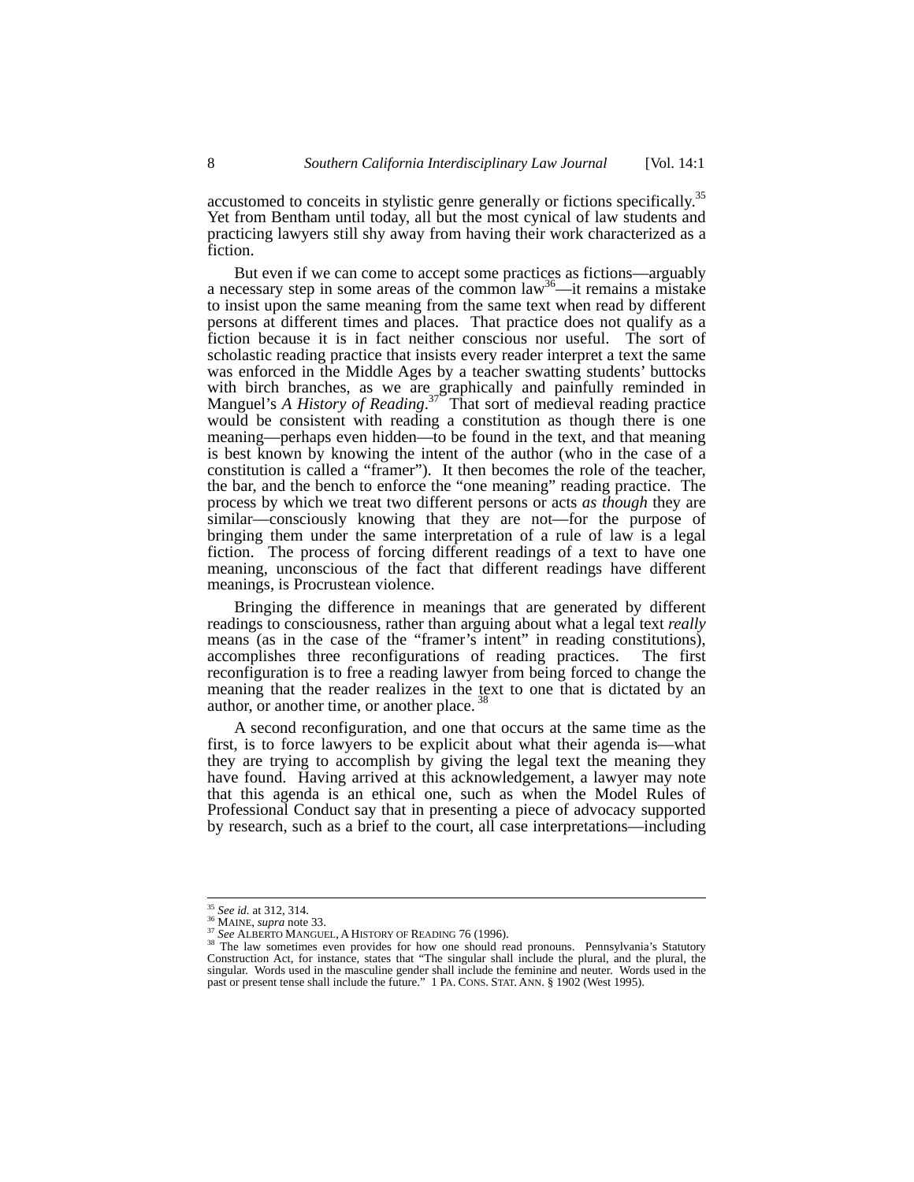accustomed to conceits in stylistic genre generally or fictions specifically.[35] Yet from Bentham until today, all but the most cynical of law students and practicing lawyers still shy away from having their work characterized as a fiction.

But even if we can come to accept some practices as fictions—arguably a necessary step in some areas of the common law[36]—it remains a mistake to insist upon the same meaning from the same text when read by different persons at different times and places. That practice does not qualify as a fiction because it is in fact neither conscious nor useful. The sort of scholastic reading practice that insists every reader interpret a text the same was enforced in the Middle Ages by a teacher swatting students' buttocks with birch branches, as we are graphically and painfully reminded in Manguel's *A History of Reading*.[37] That sort of medieval reading practice would be consistent with reading a constitution as though there is one meaning—perhaps even hidden—to be found in the text, and that meaning is best known by knowing the intent of the author (who in the case of a constitution is called a "framer"). It then becomes the role of the teacher, the bar, and the bench to enforce the "one meaning" reading practice. The process by which we treat two different persons or acts *as though* they are similar—consciously knowing that they are not—for the purpose of bringing them under the same interpretation of a rule of law is a legal fiction. The process of forcing different readings of a text to have one meaning, unconscious of the fact that different readings have different meanings, is Procrustean violence.

Bringing the difference in meanings that are generated by different readings to consciousness, rather than arguing about what a legal text *really* means (as in the case of the "framer's intent" in reading constitutions), accomplishes three reconfigurations of reading practices. The first reconfiguration is to free a reading lawyer from being forced to change the meaning that the reader realizes in the text to one that is dictated by an author, or another time, or another place.[38]

A second reconfiguration, and one that occurs at the same time as the first, is to force lawyers to be explicit about what their agenda is—what they are trying to accomplish by giving the legal text the meaning they have found. Having arrived at this acknowledgement, a lawyer may note that this agenda is an ethical one, such as when the Model Rules of Professional Conduct say that in presenting a piece of advocacy supported by research, such as a brief to the court, all case interpretations—including

---

[35] *See id.* at 312, 314.

[36] MAINE, *supra* note 33.

[37] *See* ALBERTO MANGUEL, A HISTORY OF READING 76 (1996).

[38] The law sometimes even provides for how one should read pronouns. Pennsylvania's Statutory Construction Act, for instance, states that "The singular shall include the plural, and the plural, the singular. Words used in the masculine gender shall include the feminine and neuter. Words used in the past or present tense shall include the future." 1 PA. CONS. STAT. ANN. § 1902 (West 1995).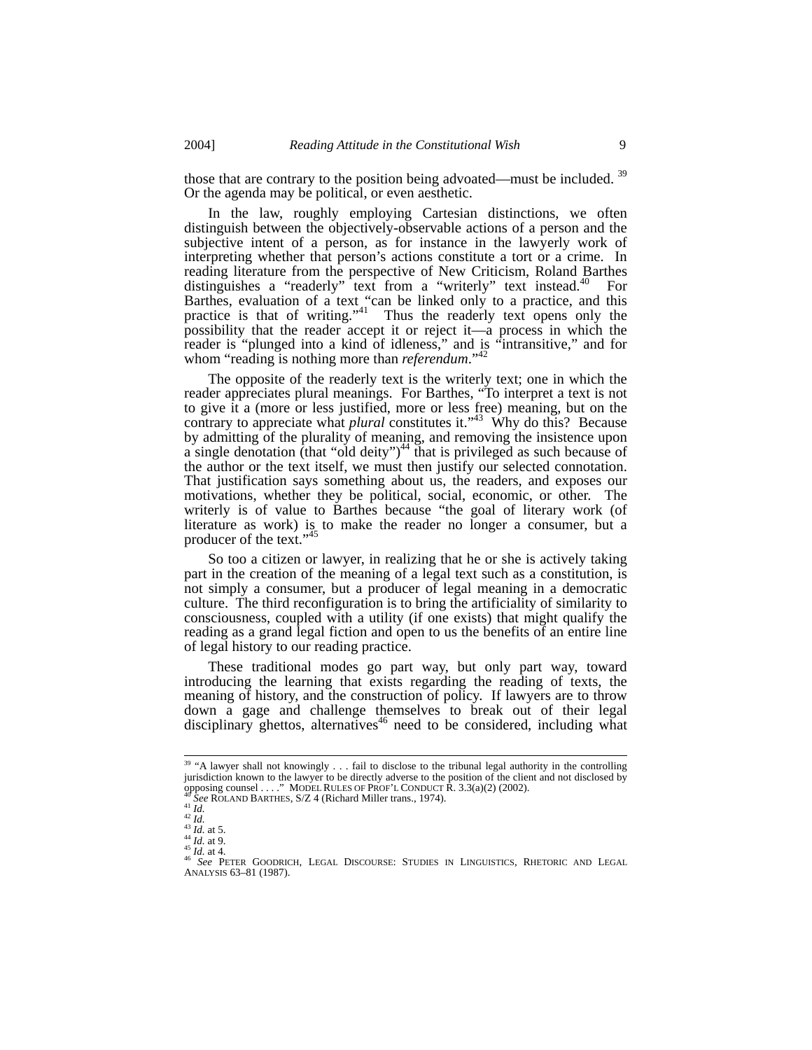those that are contrary to the position being advoated—must be included. [39] Or the agenda may be political, or even aesthetic.

In the law, roughly employing Cartesian distinctions, we often distinguish between the objectively-observable actions of a person and the subjective intent of a person, as for instance in the lawyerly work of interpreting whether that person's actions constitute a tort or a crime. In reading literature from the perspective of New Criticism, Roland Barthes distinguishes a "readerly" text from a "writerly" text instead.[40] For Barthes, evaluation of a text "can be linked only to a practice, and this practice is that of writing."[41] Thus the readerly text opens only the possibility that the reader accept it or reject it—a process in which the reader is "plunged into a kind of idleness," and is "intransitive," and for whom "reading is nothing more than *referendum*."[42]

The opposite of the readerly text is the writerly text; one in which the reader appreciates plural meanings. For Barthes, "To interpret a text is not to give it a (more or less justified, more or less free) meaning, but on the contrary to appreciate what *plural* constitutes it."[43] Why do this? Because by admitting of the plurality of meaning, and removing the insistence upon a single denotation (that "old deity")[44] that is privileged as such because of the author or the text itself, we must then justify our selected connotation. That justification says something about us, the readers, and exposes our motivations, whether they be political, social, economic, or other. The writerly is of value to Barthes because "the goal of literary work (of literature as work) is to make the reader no longer a consumer, but a producer of the text."[45]

So too a citizen or lawyer, in realizing that he or she is actively taking part in the creation of the meaning of a legal text such as a constitution, is not simply a consumer, but a producer of legal meaning in a democratic culture. The third reconfiguration is to bring the artificiality of similarity to consciousness, coupled with a utility (if one exists) that might qualify the reading as a grand legal fiction and open to us the benefits of an entire line of legal history to our reading practice.

These traditional modes go part way, but only part way, toward introducing the learning that exists regarding the reading of texts, the meaning of history, and the construction of policy. If lawyers are to throw down a gage and challenge themselves to break out of their legal disciplinary ghettos, alternatives[46] need to be considered, including what

---

[39] "A lawyer shall not knowingly . . . fail to disclose to the tribunal legal authority in the controlling jurisdiction known to the lawyer to be directly adverse to the position of the client and not disclosed by opposing counsel . . . ." MODEL RULES OF PROF'L CONDUCT R. 3.3(a)(2) (2002).

[40] *See* ROLAND BARTHES, S/Z 4 (Richard Miller trans., 1974).

[41] *Id.*

[42] *Id.*

[43] *Id.* at 5.

[44] *Id.* at 9.

[45] *Id.* at 4.

[46] *See* PETER GOODRICH, LEGAL DISCOURSE: STUDIES IN LINGUISTICS, RHETORIC AND LEGAL ANALYSIS 63–81 (1987).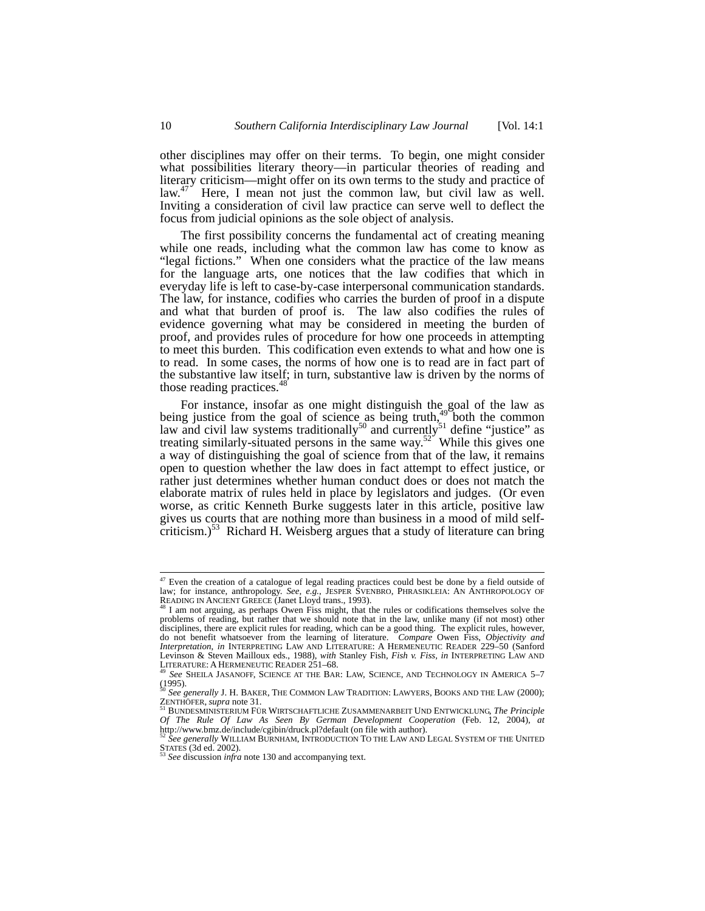other disciplines may offer on their terms. To begin, one might consider what possibilities literary theory—in particular theories of reading and literary criticism—might offer on its own terms to the study and practice of law.[47] Here, I mean not just the common law, but civil law as well. Inviting a consideration of civil law practice can serve well to deflect the focus from judicial opinions as the sole object of analysis.

The first possibility concerns the fundamental act of creating meaning while one reads, including what the common law has come to know as "legal fictions." When one considers what the practice of the law means for the language arts, one notices that the law codifies that which in everyday life is left to case-by-case interpersonal communication standards. The law, for instance, codifies who carries the burden of proof in a dispute and what that burden of proof is. The law also codifies the rules of evidence governing what may be considered in meeting the burden of proof, and provides rules of procedure for how one proceeds in attempting to meet this burden. This codification even extends to what and how one is to read. In some cases, the norms of how one is to read are in fact part of the substantive law itself; in turn, substantive law is driven by the norms of those reading practices.[48]

For instance, insofar as one might distinguish the goal of the law as being justice from the goal of science as being truth,[49] both the common law and civil law systems traditionally[50] and currently[51] define "justice" as treating similarly-situated persons in the same way.[52] While this gives one a way of distinguishing the goal of science from that of the law, it remains open to question whether the law does in fact attempt to effect justice, or rather just determines whether human conduct does or does not match the elaborate matrix of rules held in place by legislators and judges. (Or even worse, as critic Kenneth Burke suggests later in this article, positive law gives us courts that are nothing more than business in a mood of mild self-criticism.)[53] Richard H. Weisberg argues that a study of literature can bring

---

[47] Even the creation of a catalogue of legal reading practices could best be done by a field outside of law; for instance, anthropology. *See, e.g.*, JESPER SVENBRO, PHRASIKLEIA: AN ANTHROPOLOGY OF READING IN ANCIENT GREECE (Janet Lloyd trans., 1993).

[48] I am not arguing, as perhaps Owen Fiss might, that the rules or codifications themselves solve the problems of reading, but rather that we should note that in the law, unlike many (if not most) other disciplines, there are explicit rules for reading, which can be a good thing. The explicit rules, however, do not benefit whatsoever from the learning of literature. *Compare* Owen Fiss, *Objectivity and Interpretation*, *in* INTERPRETING LAW AND LITERATURE: A HERMENEUTIC READER 229–50 (Sanford Levinson & Steven Mailloux eds., 1988), *with* Stanley Fish, *Fish v. Fiss*, *in* INTERPRETING LAW AND LITERATURE: A HERMENEUTIC READER 251–68.

[49] *See* SHEILA JASANOFF, SCIENCE AT THE BAR: LAW, SCIENCE, AND TECHNOLOGY IN AMERICA 5–7 (1995).

[50] *See generally* J. H. BAKER, THE COMMON LAW TRADITION: LAWYERS, BOOKS AND THE LAW (2000); ZENTHÖFER, *supra* note 31.

[51] BUNDESMINISTERIUM FÜR WIRTSCHAFTLICHE ZUSAMMENARBEIT UND ENTWICKLUNG, *The Principle Of The Rule Of Law As Seen By German Development Cooperation* (Feb. 12, 2004), *at* http://www.bmz.de/include/cgibin/druck.pl?default (on file with author).

[52] *See generally* WILLIAM BURNHAM, INTRODUCTION TO THE LAW AND LEGAL SYSTEM OF THE UNITED STATES (3d ed. 2002).

[53] *See* discussion *infra* note 130 and accompanying text.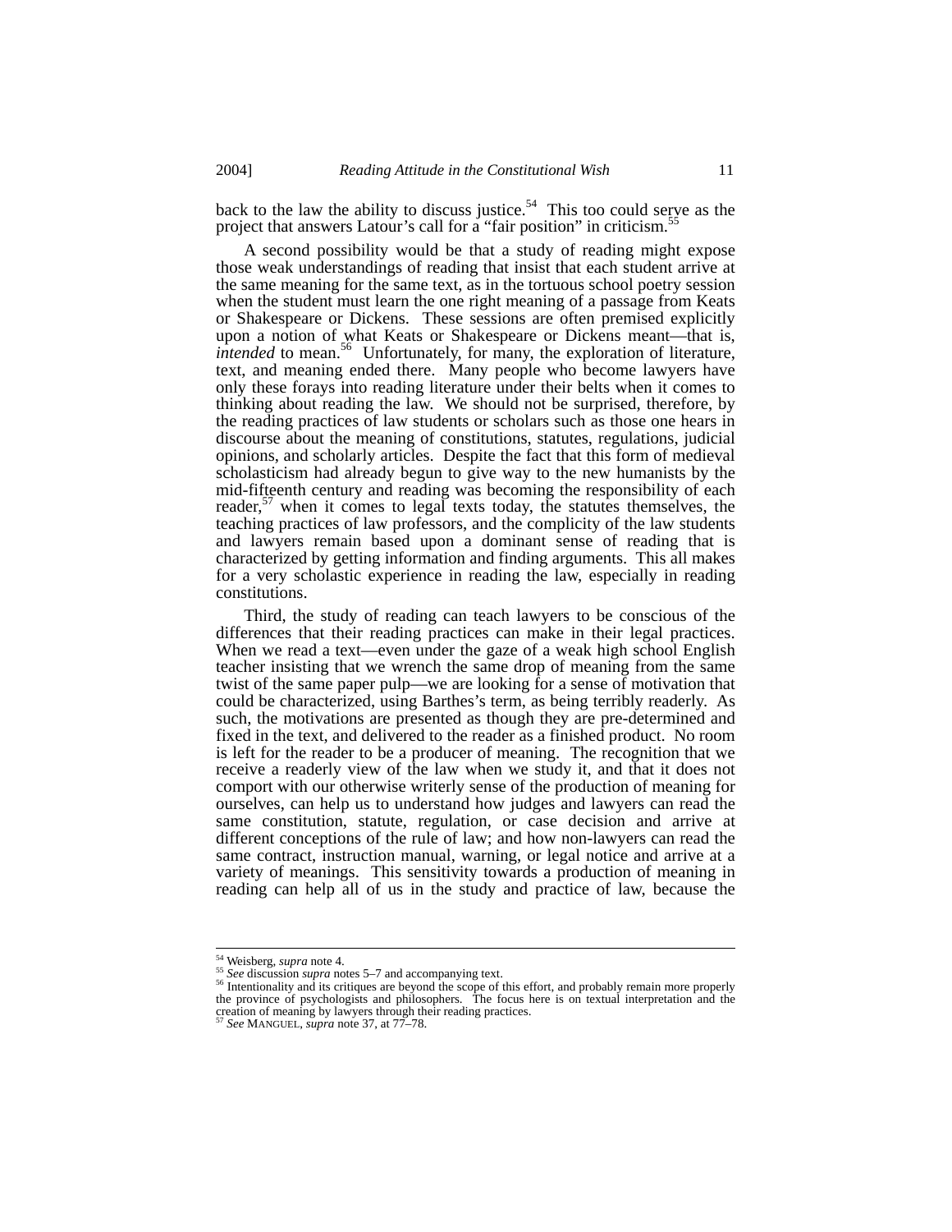back to the law the ability to discuss justice.[54] This too could serve as the project that answers Latour's call for a "fair position" in criticism.[55]

A second possibility would be that a study of reading might expose those weak understandings of reading that insist that each student arrive at the same meaning for the same text, as in the tortuous school poetry session when the student must learn the one right meaning of a passage from Keats or Shakespeare or Dickens. These sessions are often premised explicitly upon a notion of what Keats or Shakespeare or Dickens meant—that is, *intended* to mean.[56] Unfortunately, for many, the exploration of literature, text, and meaning ended there. Many people who become lawyers have only these forays into reading literature under their belts when it comes to thinking about reading the law. We should not be surprised, therefore, by the reading practices of law students or scholars such as those one hears in discourse about the meaning of constitutions, statutes, regulations, judicial opinions, and scholarly articles. Despite the fact that this form of medieval scholasticism had already begun to give way to the new humanists by the mid-fifteenth century and reading was becoming the responsibility of each reader,[57] when it comes to legal texts today, the statutes themselves, the teaching practices of law professors, and the complicity of the law students and lawyers remain based upon a dominant sense of reading that is characterized by getting information and finding arguments. This all makes for a very scholastic experience in reading the law, especially in reading constitutions.

Third, the study of reading can teach lawyers to be conscious of the differences that their reading practices can make in their legal practices. When we read a text—even under the gaze of a weak high school English teacher insisting that we wrench the same drop of meaning from the same twist of the same paper pulp—we are looking for a sense of motivation that could be characterized, using Barthes's term, as being terribly readerly. As such, the motivations are presented as though they are pre-determined and fixed in the text, and delivered to the reader as a finished product. No room is left for the reader to be a producer of meaning. The recognition that we receive a readerly view of the law when we study it, and that it does not comport with our otherwise writerly sense of the production of meaning for ourselves, can help us to understand how judges and lawyers can read the same constitution, statute, regulation, or case decision and arrive at different conceptions of the rule of law; and how non-lawyers can read the same contract, instruction manual, warning, or legal notice and arrive at a variety of meanings. This sensitivity towards a production of meaning in reading can help all of us in the study and practice of law, because the

---

[54] Weisberg, *supra* note 4.

[55] *See* discussion *supra* notes 5–7 and accompanying text.

[56] Intentionality and its critiques are beyond the scope of this effort, and probably remain more properly the province of psychologists and philosophers. The focus here is on textual interpretation and the creation of meaning by lawyers through their reading practices.

[57] *See* MANGUEL, *supra* note 37, at 77–78.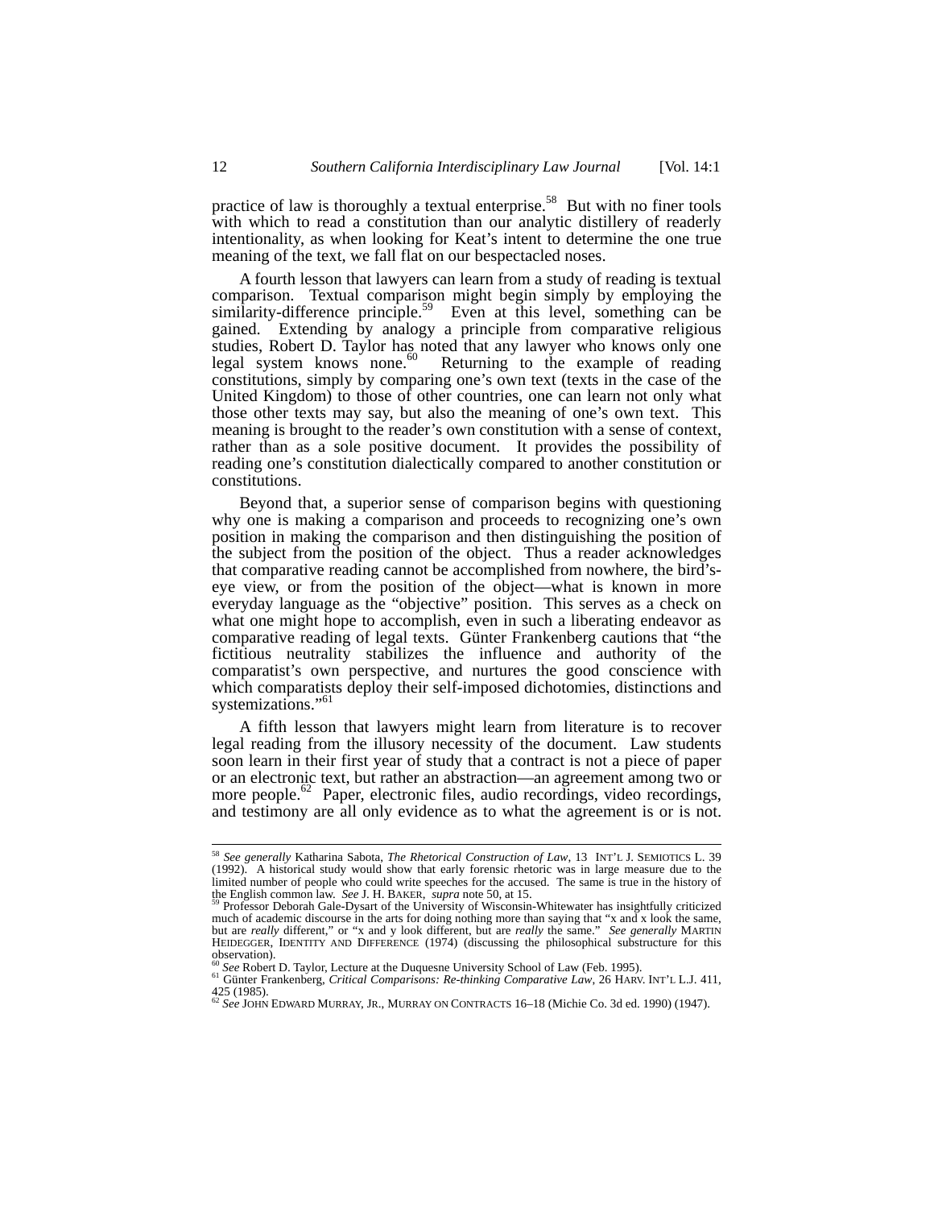practice of law is thoroughly a textual enterprise.[58] But with no finer tools with which to read a constitution than our analytic distillery of readerly intentionality, as when looking for Keat's intent to determine the one true meaning of the text, we fall flat on our bespectacled noses.

A fourth lesson that lawyers can learn from a study of reading is textual comparison. Textual comparison might begin simply by employing the similarity-difference principle.[59] Even at this level, something can be gained. Extending by analogy a principle from comparative religious studies, Robert D. Taylor has noted that any lawyer who knows only one legal system knows none.[60] Returning to the example of reading constitutions, simply by comparing one's own text (texts in the case of the United Kingdom) to those of other countries, one can learn not only what those other texts may say, but also the meaning of one's own text. This meaning is brought to the reader's own constitution with a sense of context, rather than as a sole positive document. It provides the possibility of reading one's constitution dialectically compared to another constitution or constitutions.

Beyond that, a superior sense of comparison begins with questioning why one is making a comparison and proceeds to recognizing one's own position in making the comparison and then distinguishing the position of the subject from the position of the object. Thus a reader acknowledges that comparative reading cannot be accomplished from nowhere, the bird's-eye view, or from the position of the object—what is known in more everyday language as the "objective" position. This serves as a check on what one might hope to accomplish, even in such a liberating endeavor as comparative reading of legal texts. Günter Frankenberg cautions that "the fictitious neutrality stabilizes the influence and authority of the comparatist's own perspective, and nurtures the good conscience with which comparatists deploy their self-imposed dichotomies, distinctions and systemizations."[61]

A fifth lesson that lawyers might learn from literature is to recover legal reading from the illusory necessity of the document. Law students soon learn in their first year of study that a contract is not a piece of paper or an electronic text, but rather an abstraction—an agreement among two or more people.[62] Paper, electronic files, audio recordings, video recordings, and testimony are all only evidence as to what the agreement is or is not.

---

[58] *See generally* Katharina Sabota, *The Rhetorical Construction of Law*, 13 INT'L J. SEMIOTICS L. 39 (1992). A historical study would show that early forensic rhetoric was in large measure due to the limited number of people who could write speeches for the accused. The same is true in the history of the English common law. *See* J. H. BAKER, *supra* note 50, at 15.

[59] Professor Deborah Gale-Dysart of the University of Wisconsin-Whitewater has insightfully criticized much of academic discourse in the arts for doing nothing more than saying that "x and x look the same, but are *really* different," or "x and y look different, but are *really* the same." *See generally* MARTIN HEIDEGGER, IDENTITY AND DIFFERENCE (1974) (discussing the philosophical substructure for this observation).

[60] *See* Robert D. Taylor, Lecture at the Duquesne University School of Law (Feb. 1995).

[61] Günter Frankenberg, *Critical Comparisons: Re-thinking Comparative Law*, 26 HARV. INT'L L.J. 411, 425 (1985).

[62] *See* JOHN EDWARD MURRAY, JR., MURRAY ON CONTRACTS 16–18 (Michie Co. 3d ed. 1990) (1947).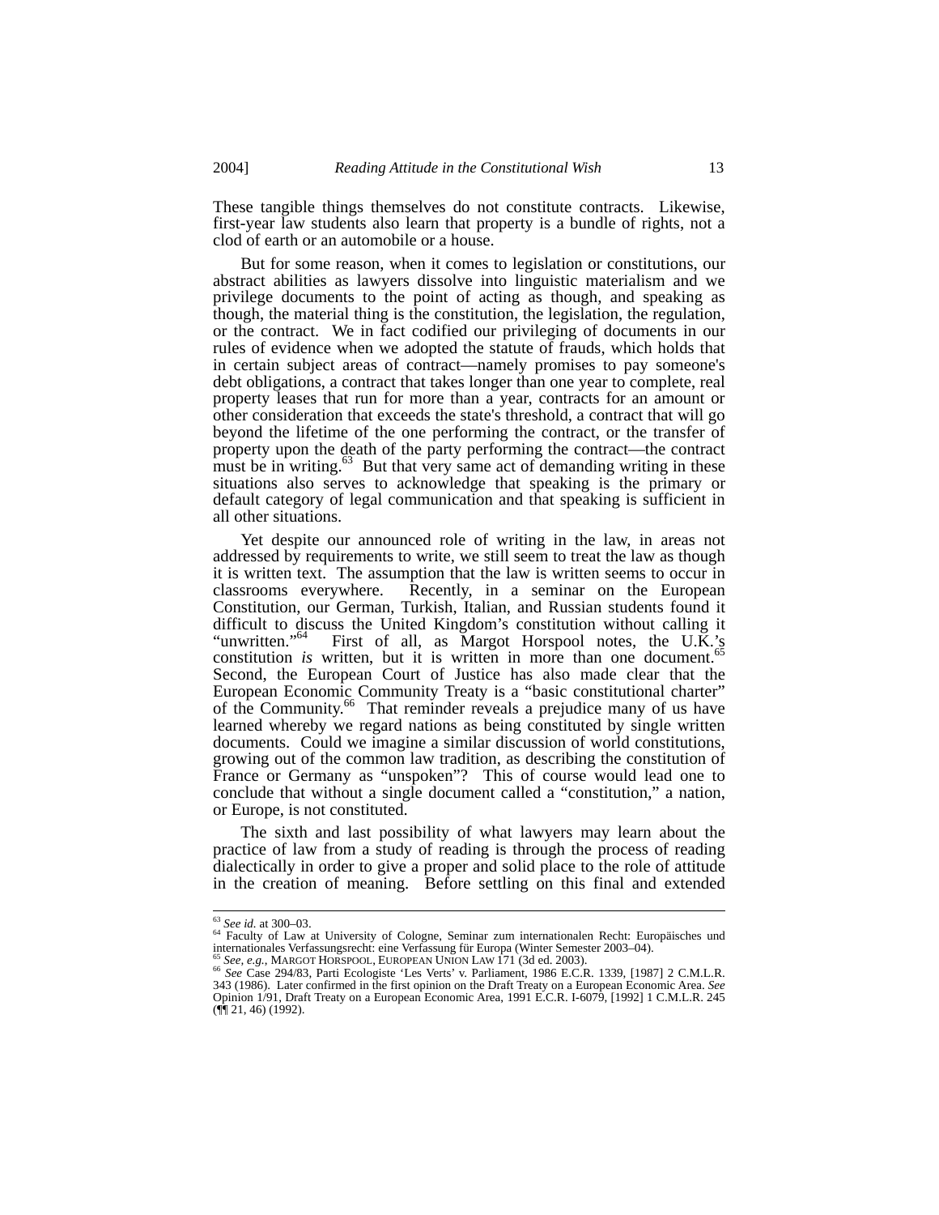These tangible things themselves do not constitute contracts. Likewise, first-year law students also learn that property is a bundle of rights, not a clod of earth or an automobile or a house.

But for some reason, when it comes to legislation or constitutions, our abstract abilities as lawyers dissolve into linguistic materialism and we privilege documents to the point of acting as though, and speaking as though, the material thing is the constitution, the legislation, the regulation, or the contract. We in fact codified our privileging of documents in our rules of evidence when we adopted the statute of frauds, which holds that in certain subject areas of contract—namely promises to pay someone's debt obligations, a contract that takes longer than one year to complete, real property leases that run for more than a year, contracts for an amount or other consideration that exceeds the state's threshold, a contract that will go beyond the lifetime of the one performing the contract, or the transfer of property upon the death of the party performing the contract—the contract must be in writing.[63] But that very same act of demanding writing in these situations also serves to acknowledge that speaking is the primary or default category of legal communication and that speaking is sufficient in all other situations.

Yet despite our announced role of writing in the law, in areas not addressed by requirements to write, we still seem to treat the law as though it is written text. The assumption that the law is written seems to occur in classrooms everywhere. Recently, in a seminar on the European Constitution, our German, Turkish, Italian, and Russian students found it difficult to discuss the United Kingdom's constitution without calling it "unwritten."[64] First of all, as Margot Horspool notes, the U.K.'s constitution *is* written, but it is written in more than one document.[65] Second, the European Court of Justice has also made clear that the European Economic Community Treaty is a "basic constitutional charter" of the Community.[66] That reminder reveals a prejudice many of us have learned whereby we regard nations as being constituted by single written documents. Could we imagine a similar discussion of world constitutions, growing out of the common law tradition, as describing the constitution of France or Germany as "unspoken"? This of course would lead one to conclude that without a single document called a "constitution," a nation, or Europe, is not constituted.

The sixth and last possibility of what lawyers may learn about the practice of law from a study of reading is through the process of reading dialectically in order to give a proper and solid place to the role of attitude in the creation of meaning. Before settling on this final and extended

---

[63] *See id.* at 300–03.

[64] Faculty of Law at University of Cologne, Seminar zum internationalen Recht: Europäisches und internationales Verfassungsrecht: eine Verfassung für Europa (Winter Semester 2003–04).

[65] *See, e.g.*, MARGOT HORSPOOL, EUROPEAN UNION LAW 171 (3d ed. 2003).

[66] *See* Case 294/83, Parti Ecologiste 'Les Verts' v. Parliament, 1986 E.C.R. 1339, [1987] 2 C.M.L.R. 343 (1986). Later confirmed in the first opinion on the Draft Treaty on a European Economic Area. *See* Opinion 1/91, Draft Treaty on a European Economic Area, 1991 E.C.R. I-6079, [1992] 1 C.M.L.R. 245 (¶¶ 21, 46) (1992).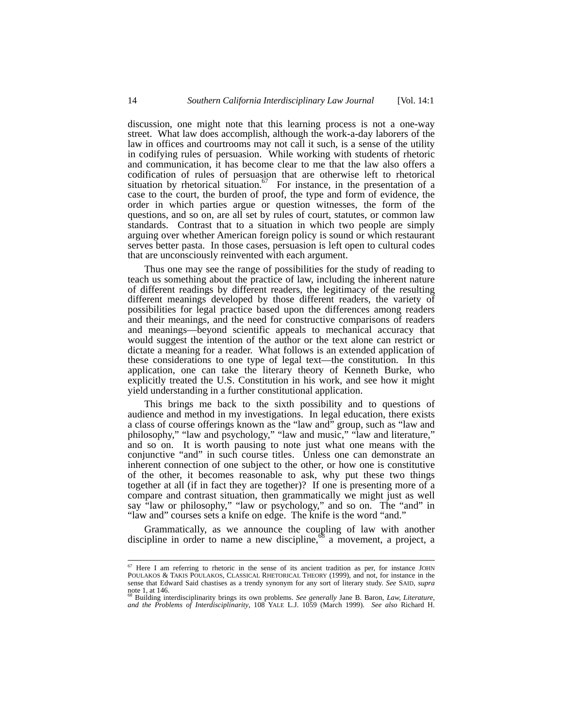discussion, one might note that this learning process is not a one-way street. What law does accomplish, although the work-a-day laborers of the law in offices and courtrooms may not call it such, is a sense of the utility in codifying rules of persuasion. While working with students of rhetoric and communication, it has become clear to me that the law also offers a codification of rules of persuasion that are otherwise left to rhetorical situation by rhetorical situation.[67] For instance, in the presentation of a case to the court, the burden of proof, the type and form of evidence, the order in which parties argue or question witnesses, the form of the questions, and so on, are all set by rules of court, statutes, or common law standards. Contrast that to a situation in which two people are simply arguing over whether American foreign policy is sound or which restaurant serves better pasta. In those cases, persuasion is left open to cultural codes that are unconsciously reinvented with each argument.

Thus one may see the range of possibilities for the study of reading to teach us something about the practice of law, including the inherent nature of different readings by different readers, the legitimacy of the resulting different meanings developed by those different readers, the variety of possibilities for legal practice based upon the differences among readers and their meanings, and the need for constructive comparisons of readers and meanings—beyond scientific appeals to mechanical accuracy that would suggest the intention of the author or the text alone can restrict or dictate a meaning for a reader. What follows is an extended application of these considerations to one type of legal text—the constitution. In this application, one can take the literary theory of Kenneth Burke, who explicitly treated the U.S. Constitution in his work, and see how it might yield understanding in a further constitutional application.

This brings me back to the sixth possibility and to questions of audience and method in my investigations. In legal education, there exists a class of course offerings known as the "law and" group, such as "law and philosophy," "law and psychology," "law and music," "law and literature," and so on. It is worth pausing to note just what one means with the conjunctive "and" in such course titles. Unless one can demonstrate an inherent connection of one subject to the other, or how one is constitutive of the other, it becomes reasonable to ask, why put these two things together at all (if in fact they are together)? If one is presenting more of a compare and contrast situation, then grammatically we might just as well say "law or philosophy," "law or psychology," and so on. The "and" in "law and" courses sets a knife on edge. The knife is the word "and."

Grammatically, as we announce the coupling of law with another discipline in order to name a new discipline,[68] a movement, a project, a

---

[67] Here I am referring to rhetoric in the sense of its ancient tradition as per, for instance JOHN POULAKOS & TAKIS POULAKOS, CLASSICAL RHETORICAL THEORY (1999), and not, for instance in the sense that Edward Said chastises as a trendy synonym for any sort of literary study. *See* SAID, *supra* note 1, at 146.

[68] Building interdisciplinarity brings its own problems. *See generally* Jane B. Baron, *Law, Literature, and the Problems of Interdisciplinarity*, 108 YALE L.J. 1059 (March 1999). *See also* Richard H.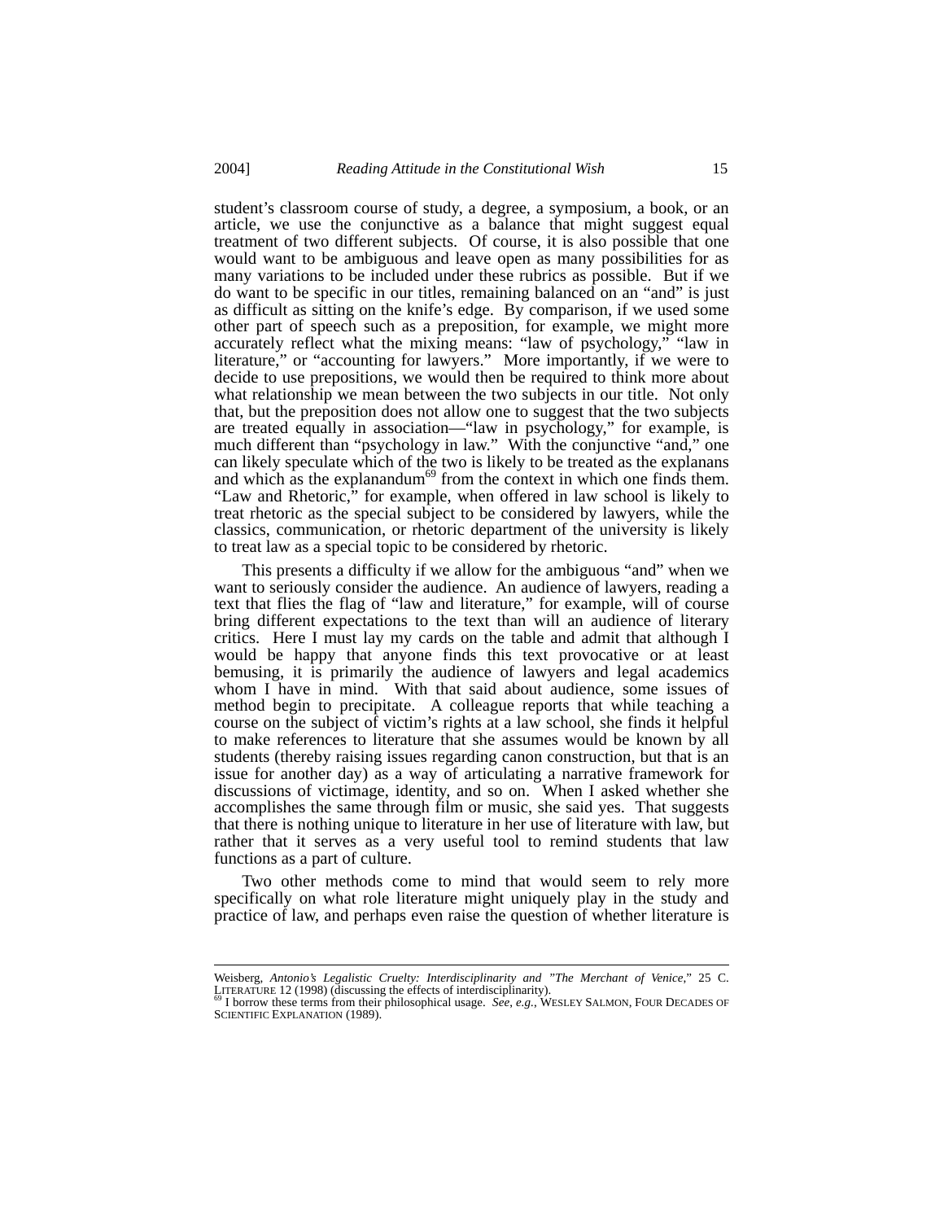student's classroom course of study, a degree, a symposium, a book, or an article, we use the conjunctive as a balance that might suggest equal treatment of two different subjects. Of course, it is also possible that one would want to be ambiguous and leave open as many possibilities for as many variations to be included under these rubrics as possible. But if we do want to be specific in our titles, remaining balanced on an "and" is just as difficult as sitting on the knife's edge. By comparison, if we used some other part of speech such as a preposition, for example, we might more accurately reflect what the mixing means: "law of psychology," "law in literature," or "accounting for lawyers." More importantly, if we were to decide to use prepositions, we would then be required to think more about what relationship we mean between the two subjects in our title. Not only that, but the preposition does not allow one to suggest that the two subjects are treated equally in association—"law in psychology," for example, is much different than "psychology in law." With the conjunctive "and," one can likely speculate which of the two is likely to be treated as the explanans and which as the explanandum[69] from the context in which one finds them. "Law and Rhetoric," for example, when offered in law school is likely to treat rhetoric as the special subject to be considered by lawyers, while the classics, communication, or rhetoric department of the university is likely to treat law as a special topic to be considered by rhetoric.

This presents a difficulty if we allow for the ambiguous "and" when we want to seriously consider the audience. An audience of lawyers, reading a text that flies the flag of "law and literature," for example, will of course bring different expectations to the text than will an audience of literary critics. Here I must lay my cards on the table and admit that although I would be happy that anyone finds this text provocative or at least bemusing, it is primarily the audience of lawyers and legal academics whom I have in mind. With that said about audience, some issues of method begin to precipitate. A colleague reports that while teaching a course on the subject of victim's rights at a law school, she finds it helpful to make references to literature that she assumes would be known by all students (thereby raising issues regarding canon construction, but that is an issue for another day) as a way of articulating a narrative framework for discussions of victimage, identity, and so on. When I asked whether she accomplishes the same through film or music, she said yes. That suggests that there is nothing unique to literature in her use of literature with law, but rather that it serves as a very useful tool to remind students that law functions as a part of culture.

Two other methods come to mind that would seem to rely more specifically on what role literature might uniquely play in the study and practice of law, and perhaps even raise the question of whether literature is

---

Weisberg, *Antonio's Legalistic Cruelty: Interdisciplinarity and "The Merchant of Venice*," 25 C. LITERATURE 12 (1998) (discussing the effects of interdisciplinarity).

[69] I borrow these terms from their philosophical usage. *See, e.g.*, WESLEY SALMON, FOUR DECADES OF SCIENTIFIC EXPLANATION (1989).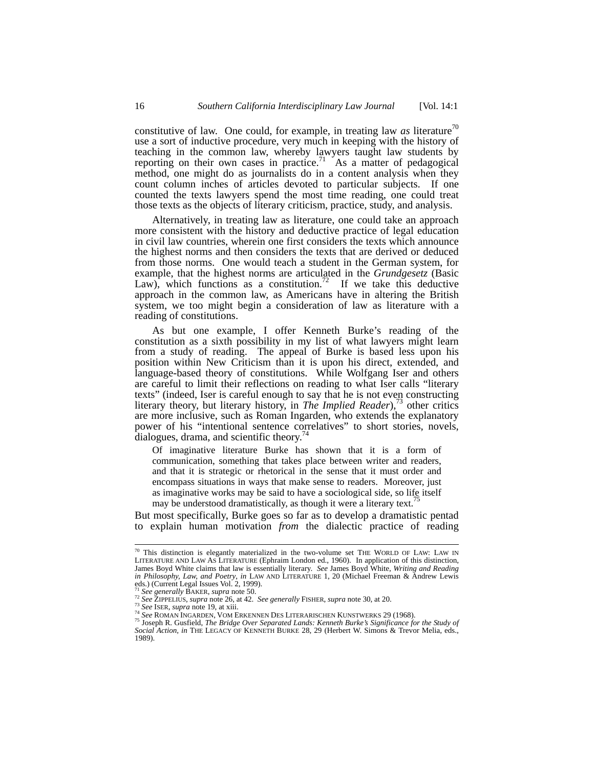constitutive of law. One could, for example, in treating law *as* literature[70] use a sort of inductive procedure, very much in keeping with the history of teaching in the common law, whereby lawyers taught law students by reporting on their own cases in practice.[71] As a matter of pedagogical method, one might do as journalists do in a content analysis when they count column inches of articles devoted to particular subjects. If one counted the texts lawyers spend the most time reading, one could treat those texts as the objects of literary criticism, practice, study, and analysis.

Alternatively, in treating law as literature, one could take an approach more consistent with the history and deductive practice of legal education in civil law countries, wherein one first considers the texts which announce the highest norms and then considers the texts that are derived or deduced from those norms. One would teach a student in the German system, for example, that the highest norms are articulated in the *Grundgesetz* (Basic Law), which functions as a constitution.[72] If we take this deductive approach in the common law, as Americans have in altering the British system, we too might begin a consideration of law as literature with a reading of constitutions.

As but one example, I offer Kenneth Burke's reading of the constitution as a sixth possibility in my list of what lawyers might learn from a study of reading. The appeal of Burke is based less upon his position within New Criticism than it is upon his direct, extended, and language-based theory of constitutions. While Wolfgang Iser and others are careful to limit their reflections on reading to what Iser calls "literary texts" (indeed, Iser is careful enough to say that he is not even constructing literary theory, but literary history, in *The Implied Reader*),[73] other critics are more inclusive, such as Roman Ingarden, who extends the explanatory power of his "intentional sentence correlatives" to short stories, novels, dialogues, drama, and scientific theory.[74]

> Of imaginative literature Burke has shown that it is a form of communication, something that takes place between writer and readers, and that it is strategic or rhetorical in the sense that it must order and encompass situations in ways that make sense to readers. Moreover, just as imaginative works may be said to have a sociological side, so life itself may be understood dramatistically, as though it were a literary text.[75]

But most specifically, Burke goes so far as to develop a dramatistic pentad to explain human motivation *from* the dialectic practice of reading

---

[70] This distinction is elegantly materialized in the two-volume set THE WORLD OF LAW: LAW IN LITERATURE AND LAW AS LITERATURE (Ephraim London ed., 1960). In application of this distinction, James Boyd White claims that law is essentially literary. *See* James Boyd White, *Writing and Reading in Philosophy, Law, and Poetry*, *in* LAW AND LITERATURE 1, 20 (Michael Freeman & Andrew Lewis eds.) (Current Legal Issues Vol. 2, 1999).

[71] *See generally* BAKER, *supra* note 50.

[72] *See* ZIPPELIUS, *supra* note 26, at 42. *See generally* FISHER, *supra* note 30, at 20.

[73] *See* ISER, *supra* note 19, at xiii.

[74] *See* ROMAN INGARDEN, VOM ERKENNEN DES LITERARISCHEN KUNSTWERKS 29 (1968).

[75] Joseph R. Gusfield, *The Bridge Over Separated Lands: Kenneth Burke's Significance for the Study of Social Action*, *in* THE LEGACY OF KENNETH BURKE 28, 29 (Herbert W. Simons & Trevor Melia, eds., 1989).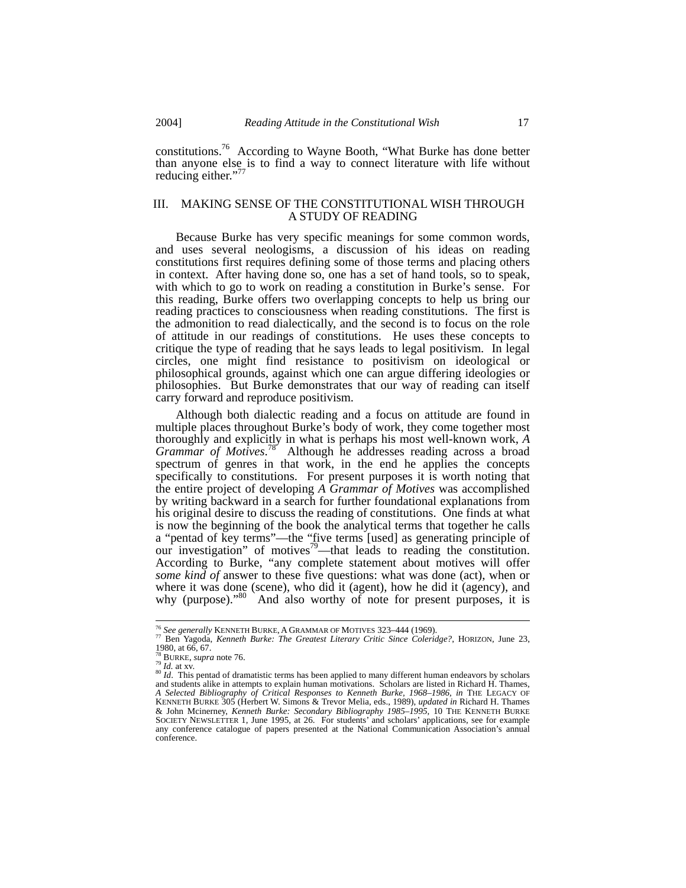constitutions.[76] According to Wayne Booth, "What Burke has done better than anyone else is to find a way to connect literature with life without reducing either."[77]

## III. MAKING SENSE OF THE CONSTITUTIONAL WISH THROUGH A STUDY OF READING

Because Burke has very specific meanings for some common words, and uses several neologisms, a discussion of his ideas on reading constitutions first requires defining some of those terms and placing others in context. After having done so, one has a set of hand tools, so to speak, with which to go to work on reading a constitution in Burke's sense. For this reading, Burke offers two overlapping concepts to help us bring our reading practices to consciousness when reading constitutions. The first is the admonition to read dialectically, and the second is to focus on the role of attitude in our readings of constitutions. He uses these concepts to critique the type of reading that he says leads to legal positivism. In legal circles, one might find resistance to positivism on ideological or philosophical grounds, against which one can argue differing ideologies or philosophies. But Burke demonstrates that our way of reading can itself carry forward and reproduce positivism.

Although both dialectic reading and a focus on attitude are found in multiple places throughout Burke's body of work, they come together most thoroughly and explicitly in what is perhaps his most well-known work, *A Grammar of Motives*.[78] Although he addresses reading across a broad spectrum of genres in that work, in the end he applies the concepts specifically to constitutions. For present purposes it is worth noting that the entire project of developing *A Grammar of Motives* was accomplished by writing backward in a search for further foundational explanations from his original desire to discuss the reading of constitutions. One finds at what is now the beginning of the book the analytical terms that together he calls a "pentad of key terms"—the "five terms [used] as generating principle of our investigation" of motives[79]—that leads to reading the constitution. According to Burke, "any complete statement about motives will offer *some kind of* answer to these five questions: what was done (act), when or where it was done (scene), who did it (agent), how he did it (agency), and why (purpose)."[80] And also worthy of note for present purposes, it is

---

[76] *See generally* KENNETH BURKE, A GRAMMAR OF MOTIVES 323–444 (1969).

[77] Ben Yagoda, *Kenneth Burke: The Greatest Literary Critic Since Coleridge?*, HORIZON, June 23, 1980, at 66, 67.

[78] BURKE, *supra* note 76.

[79] *Id.* at xv.

[80] *Id*. This pentad of dramatistic terms has been applied to many different human endeavors by scholars and students alike in attempts to explain human motivations. Scholars are listed in Richard H. Thames, *A Selected Bibliography of Critical Responses to Kenneth Burke, 1968–1986*, *in* THE LEGACY OF KENNETH BURKE 305 (Herbert W. Simons & Trevor Melia, eds., 1989), *updated in* Richard H. Thames & John Mcinerney, *Kenneth Burke: Secondary Bibliography 1985–1995*, 10 THE KENNETH BURKE SOCIETY NEWSLETTER 1, June 1995, at 26. For students' and scholars' applications, see for example any conference catalogue of papers presented at the National Communication Association's annual conference.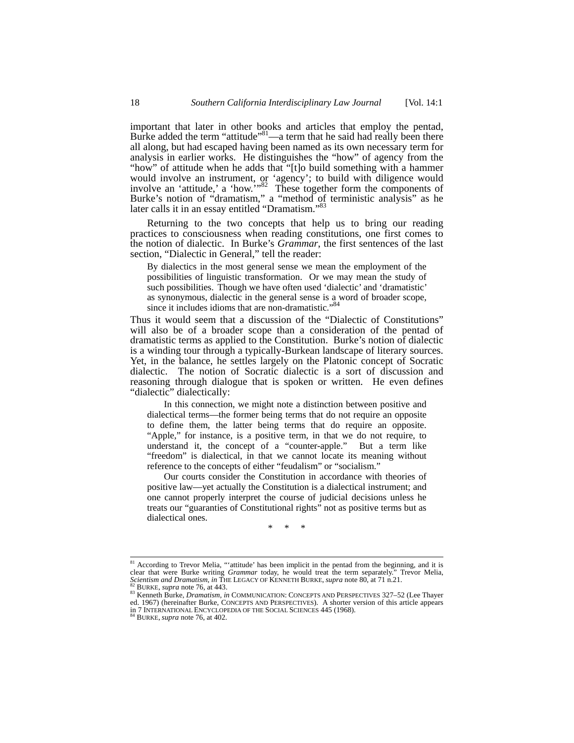important that later in other books and articles that employ the pentad, Burke added the term "attitude"[81]—a term that he said had really been there all along, but had escaped having been named as its own necessary term for analysis in earlier works. He distinguishes the "how" of agency from the "how" of attitude when he adds that "[t]o build something with a hammer would involve an instrument, or 'agency'; to build with diligence would involve an 'attitude,' a 'how.'"[82] These together form the components of Burke's notion of "dramatism," a "method of terministic analysis" as he later calls it in an essay entitled "Dramatism."[83]

Returning to the two concepts that help us to bring our reading practices to consciousness when reading constitutions, one first comes to the notion of dialectic. In Burke's *Grammar*, the first sentences of the last section, "Dialectic in General," tell the reader:

> By dialectics in the most general sense we mean the employment of the possibilities of linguistic transformation. Or we may mean the study of such possibilities. Though we have often used 'dialectic' and 'dramatistic' as synonymous, dialectic in the general sense is a word of broader scope, since it includes idioms that are non-dramatistic."[84]

Thus it would seem that a discussion of the "Dialectic of Constitutions" will also be of a broader scope than a consideration of the pentad of dramatistic terms as applied to the Constitution. Burke's notion of dialectic is a winding tour through a typically-Burkean landscape of literary sources. Yet, in the balance, he settles largely on the Platonic concept of Socratic dialectic. The notion of Socratic dialectic is a sort of discussion and reasoning through dialogue that is spoken or written. He even defines "dialectic" dialectically:

> In this connection, we might note a distinction between positive and dialectical terms—the former being terms that do not require an opposite to define them, the latter being terms that do require an opposite. "Apple," for instance, is a positive term, in that we do not require, to understand it, the concept of a "counter-apple." But a term like "freedom" is dialectical, in that we cannot locate its meaning without reference to the concepts of either "feudalism" or "socialism."
>
> Our courts consider the Constitution in accordance with theories of positive law—yet actually the Constitution is a dialectical instrument; and one cannot properly interpret the course of judicial decisions unless he treats our "guaranties of Constitutional rights" not as positive terms but as dialectical ones.
>
> \* \* \*

---

[81] According to Trevor Melia, "'attitude' has been implicit in the pentad from the beginning, and it is clear that were Burke writing *Grammar* today, he would treat the term separately." Trevor Melia, *Scientism and Dramatism*, *in* THE LEGACY OF KENNETH BURKE, *supra* note 80, at 71 n.21.

[82] BURKE, *supra* note 76, at 443.

[83] Kenneth Burke, *Dramatism*, *in* COMMUNICATION: CONCEPTS AND PERSPECTIVES 327–52 (Lee Thayer ed. 1967) (hereinafter Burke, CONCEPTS AND PERSPECTIVES). A shorter version of this article appears in 7 INTERNATIONAL ENCYCLOPEDIA OF THE SOCIAL SCIENCES 445 (1968).

[84] BURKE, *supra* note 76, at 402.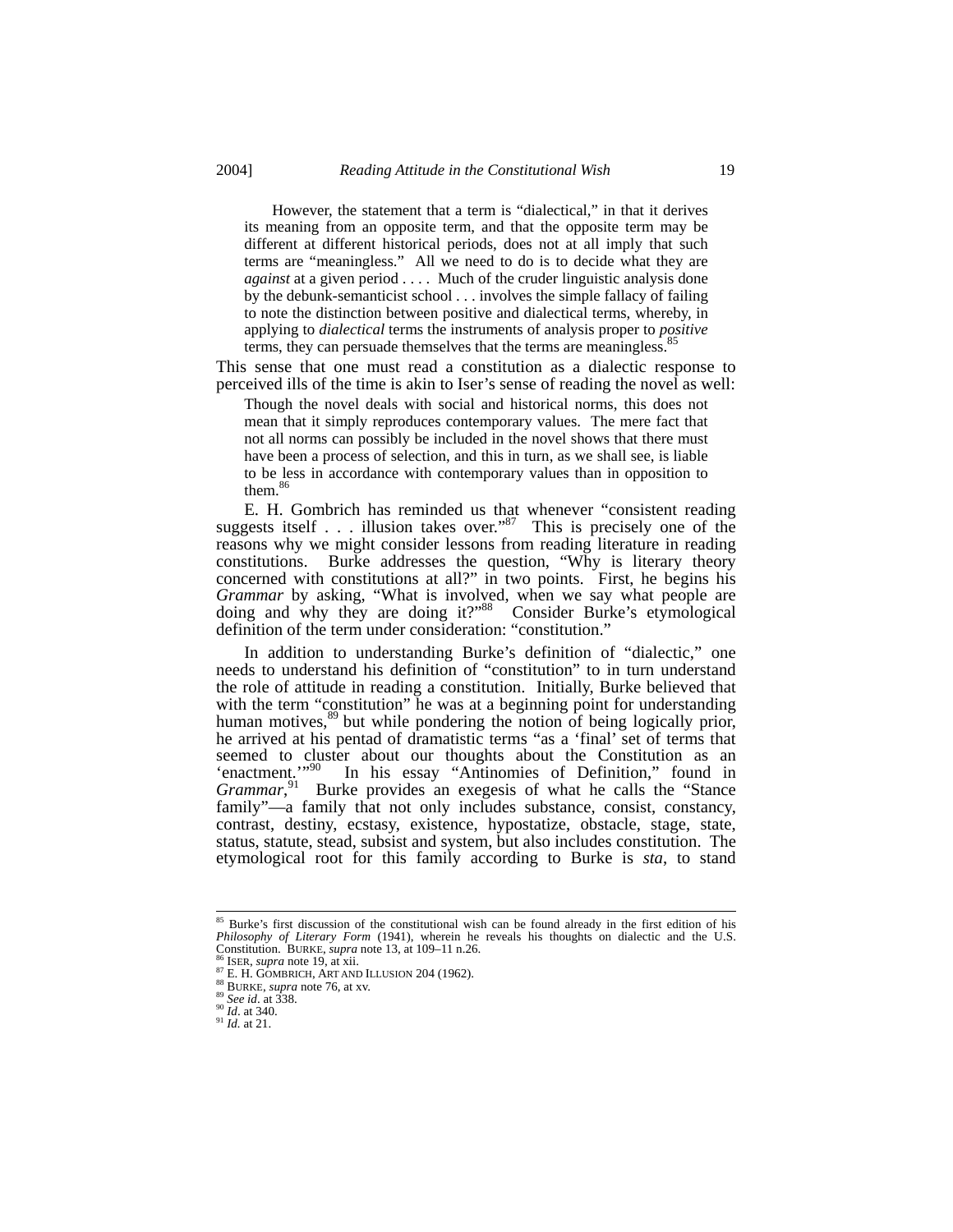> However, the statement that a term is "dialectical," in that it derives its meaning from an opposite term, and that the opposite term may be different at different historical periods, does not at all imply that such terms are "meaningless." All we need to do is to decide what they are *against* at a given period . . . . Much of the cruder linguistic analysis done by the debunk-semanticist school . . . involves the simple fallacy of failing to note the distinction between positive and dialectical terms, whereby, in applying to *dialectical* terms the instruments of analysis proper to *positive* terms, they can persuade themselves that the terms are meaningless.[85]

This sense that one must read a constitution as a dialectic response to perceived ills of the time is akin to Iser's sense of reading the novel as well:

> Though the novel deals with social and historical norms, this does not mean that it simply reproduces contemporary values. The mere fact that not all norms can possibly be included in the novel shows that there must have been a process of selection, and this in turn, as we shall see, is liable to be less in accordance with contemporary values than in opposition to them.[86]

E. H. Gombrich has reminded us that whenever "consistent reading suggests itself . . . illusion takes over."[87] This is precisely one of the reasons why we might consider lessons from reading literature in reading constitutions. Burke addresses the question, "Why is literary theory concerned with constitutions at all?" in two points. First, he begins his *Grammar* by asking, "What is involved, when we say what people are doing and why they are doing it?"[88] Consider Burke's etymological definition of the term under consideration: "constitution."

In addition to understanding Burke's definition of "dialectic," one needs to understand his definition of "constitution" to in turn understand the role of attitude in reading a constitution. Initially, Burke believed that with the term "constitution" he was at a beginning point for understanding human motives,[89] but while pondering the notion of being logically prior, he arrived at his pentad of dramatistic terms "as a 'final' set of terms that seemed to cluster about our thoughts about the Constitution as an 'enactment.'"[90] In his essay "Antinomies of Definition," found in *Grammar*,[91] Burke provides an exegesis of what he calls the "Stance family"—a family that not only includes substance, consist, constancy, contrast, destiny, ecstasy, existence, hypostatize, obstacle, stage, state, status, statute, stead, subsist and system, but also includes constitution. The etymological root for this family according to Burke is *sta*, to stand

---

[85] Burke's first discussion of the constitutional wish can be found already in the first edition of his *Philosophy of Literary Form* (1941), wherein he reveals his thoughts on dialectic and the U.S. Constitution. BURKE, *supra* note 13, at 109–11 n.26.

[86] ISER, *supra* note 19, at xii.

[87] E. H. GOMBRICH, ART AND ILLUSION 204 (1962).

[88] BURKE, *supra* note 76, at xv.

[89] *See id.* at 338.

[90] *Id.* at 340.

[91] *Id.* at 21.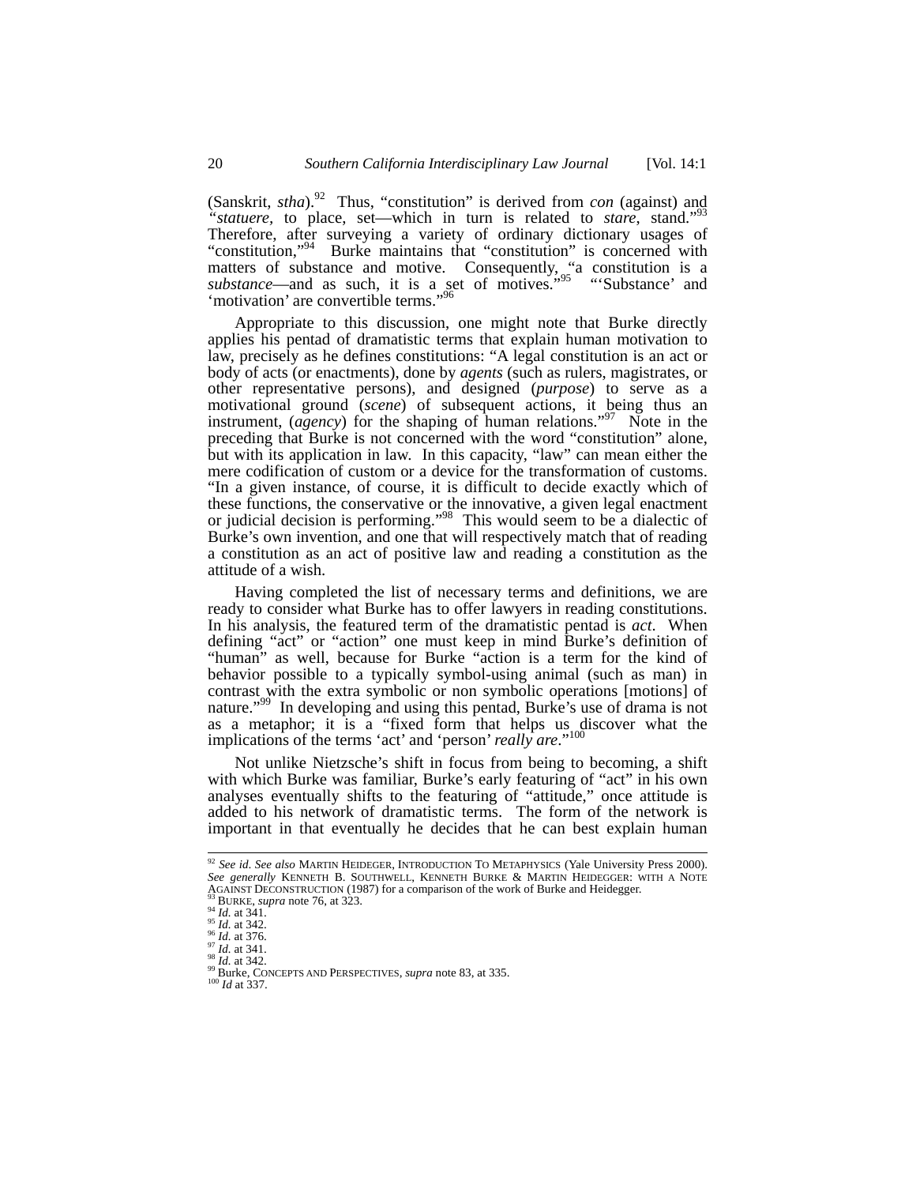(Sanskrit, *stha*).[92] Thus, "constitution" is derived from *con* (against) and "*statuere,* to place, set—which in turn is related to *stare*, stand."[93] Therefore, after surveying a variety of ordinary dictionary usages of "constitution,"[94] Burke maintains that "constitution" is concerned with matters of substance and motive. Consequently, "a constitution is a *substance*—and as such, it is a set of motives."[95] "'Substance' and 'motivation' are convertible terms."[96]

Appropriate to this discussion, one might note that Burke directly applies his pentad of dramatistic terms that explain human motivation to law, precisely as he defines constitutions: "A legal constitution is an act or body of acts (or enactments), done by *agents* (such as rulers, magistrates, or other representative persons), and designed (*purpose*) to serve as a motivational ground (*scene*) of subsequent actions, it being thus an instrument, (*agency*) for the shaping of human relations."[97] Note in the preceding that Burke is not concerned with the word "constitution" alone, but with its application in law. In this capacity, "law" can mean either the mere codification of custom or a device for the transformation of customs. "In a given instance, of course, it is difficult to decide exactly which of these functions, the conservative or the innovative, a given legal enactment or judicial decision is performing."[98] This would seem to be a dialectic of Burke's own invention, and one that will respectively match that of reading a constitution as an act of positive law and reading a constitution as the attitude of a wish.

Having completed the list of necessary terms and definitions, we are ready to consider what Burke has to offer lawyers in reading constitutions. In his analysis, the featured term of the dramatistic pentad is *act*. When defining "act" or "action" one must keep in mind Burke's definition of "human" as well, because for Burke "action is a term for the kind of behavior possible to a typically symbol-using animal (such as man) in contrast with the extra symbolic or non symbolic operations [motions] of nature."[99] In developing and using this pentad, Burke's use of drama is not as a metaphor; it is a "fixed form that helps us discover what the implications of the terms 'act' and 'person' *really are*."[100]

Not unlike Nietzsche's shift in focus from being to becoming, a shift with which Burke was familiar, Burke's early featuring of "act" in his own analyses eventually shifts to the featuring of "attitude," once attitude is added to his network of dramatistic terms. The form of the network is important in that eventually he decides that he can best explain human

---

[92] *See id. See also* MARTIN HEIDEGGER, INTRODUCTION TO METAPHYSICS (Yale University Press 2000). *See generally* KENNETH B. SOUTHWELL, KENNETH BURKE & MARTIN HEIDEGGER: WITH A NOTE AGAINST DECONSTRUCTION (1987) for a comparison of the work of Burke and Heidegger.
[93] BURKE, *supra* note 76, at 323.
[94] *Id.* at 341.
[95] *Id.* at 342.
[96] *Id.* at 376.
[97] *Id.* at 341.
[98] *Id.* at 342.
[99] Burke, CONCEPTS AND PERSPECTIVES, *supra* note 83, at 335.
[100] *Id* at 337.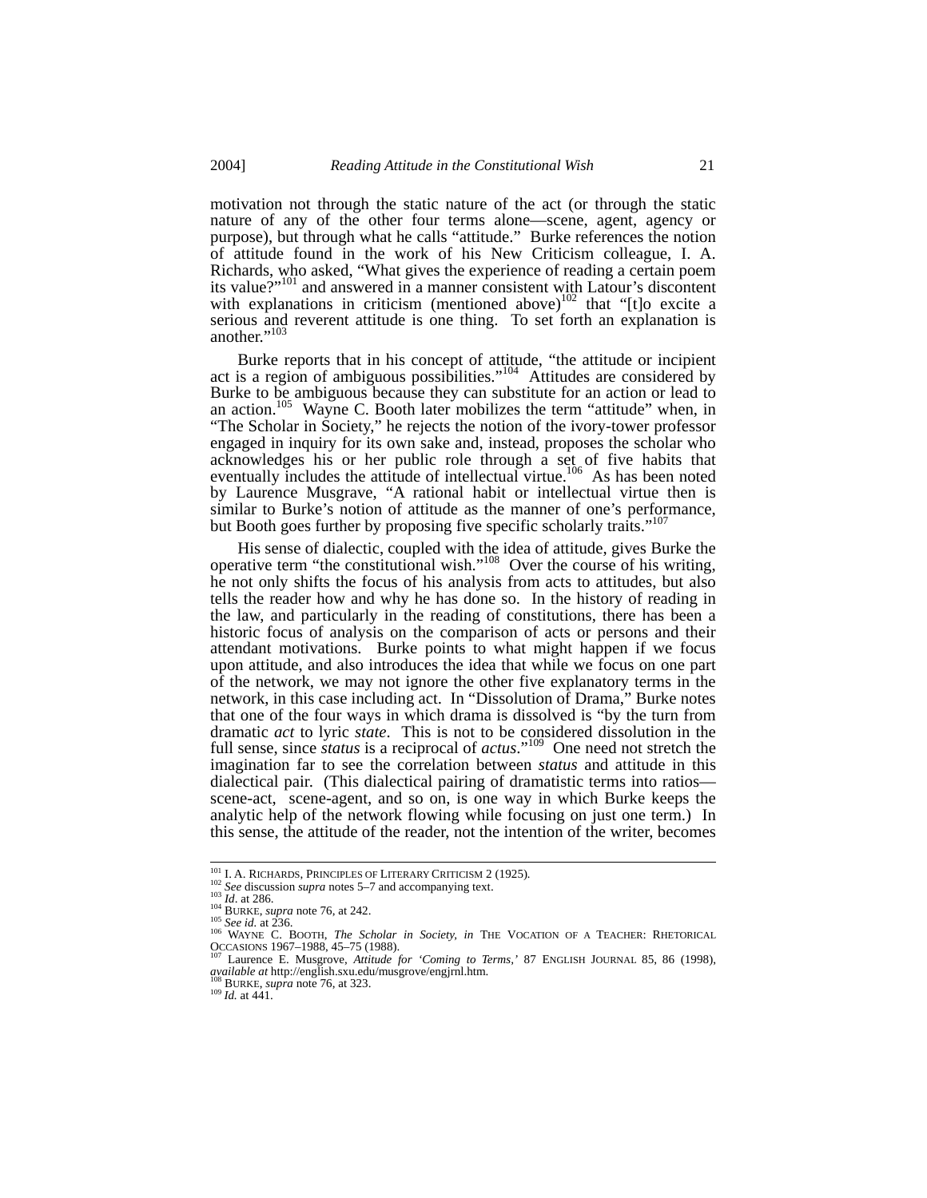motivation not through the static nature of the act (or through the static nature of any of the other four terms alone—scene, agent, agency or purpose), but through what he calls "attitude." Burke references the notion of attitude found in the work of his New Criticism colleague, I. A. Richards, who asked, "What gives the experience of reading a certain poem its value?"[101] and answered in a manner consistent with Latour's discontent with explanations in criticism (mentioned above)[102] that "[t]o excite a serious and reverent attitude is one thing. To set forth an explanation is another."[103]

Burke reports that in his concept of attitude, "the attitude or incipient act is a region of ambiguous possibilities."[104] Attitudes are considered by Burke to be ambiguous because they can substitute for an action or lead to an action.[105] Wayne C. Booth later mobilizes the term "attitude" when, in "The Scholar in Society," he rejects the notion of the ivory-tower professor engaged in inquiry for its own sake and, instead, proposes the scholar who acknowledges his or her public role through a set of five habits that eventually includes the attitude of intellectual virtue.[106] As has been noted by Laurence Musgrave, "A rational habit or intellectual virtue then is similar to Burke's notion of attitude as the manner of one's performance, but Booth goes further by proposing five specific scholarly traits."[107]

His sense of dialectic, coupled with the idea of attitude, gives Burke the operative term "the constitutional wish."[108] Over the course of his writing, he not only shifts the focus of his analysis from acts to attitudes, but also tells the reader how and why he has done so. In the history of reading in the law, and particularly in the reading of constitutions, there has been a historic focus of analysis on the comparison of acts or persons and their attendant motivations. Burke points to what might happen if we focus upon attitude, and also introduces the idea that while we focus on one part of the network, we may not ignore the other five explanatory terms in the network, in this case including act. In "Dissolution of Drama," Burke notes that one of the four ways in which drama is dissolved is "by the turn from dramatic *act* to lyric *state*. This is not to be considered dissolution in the full sense, since *status* is a reciprocal of *actus*."[109] One need not stretch the imagination far to see the correlation between *status* and attitude in this dialectical pair. (This dialectical pairing of dramatistic terms into ratios—scene-act, scene-agent, and so on, is one way in which Burke keeps the analytic help of the network flowing while focusing on just one term.) In this sense, the attitude of the reader, not the intention of the writer, becomes

---

[101] I. A. RICHARDS, PRINCIPLES OF LITERARY CRITICISM 2 (1925).
[102] *See* discussion *supra* notes 5–7 and accompanying text.
[103] *Id*. at 286.
[104] BURKE, *supra* note 76, at 242.
[105] *See id.* at 236.
[106] WAYNE C. BOOTH, *The Scholar in Society*, *in* THE VOCATION OF A TEACHER: RHETORICAL OCCASIONS 1967–1988, 45–75 (1988).
[107] Laurence E. Musgrove, *Attitude for 'Coming to Terms,'* 87 ENGLISH JOURNAL 85, 86 (1998), *available at* http://english.sxu.edu/musgrove/engjrnl.htm.
[108] BURKE, *supra* note 76, at 323.
[109] *Id.* at 441.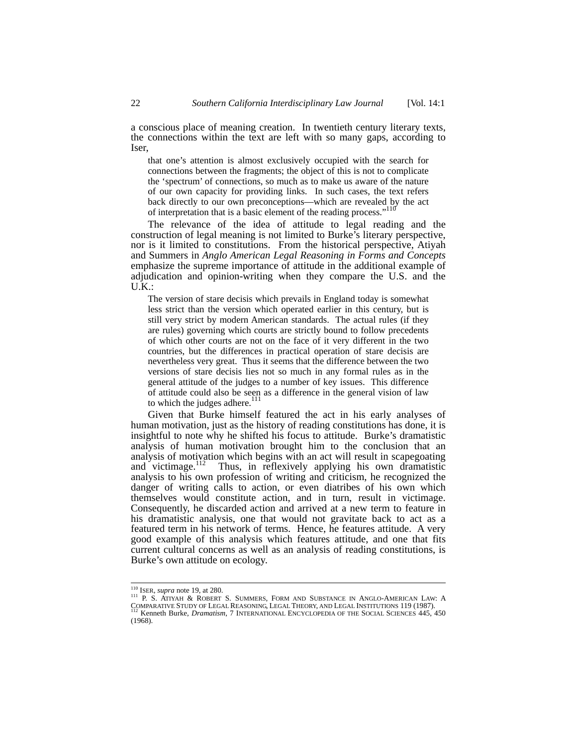a conscious place of meaning creation. In twentieth century literary texts, the connections within the text are left with so many gaps, according to Iser,

> that one's attention is almost exclusively occupied with the search for connections between the fragments; the object of this is not to complicate the 'spectrum' of connections, so much as to make us aware of the nature of our own capacity for providing links. In such cases, the text refers back directly to our own preconceptions—which are revealed by the act of interpretation that is a basic element of the reading process."[110]

The relevance of the idea of attitude to legal reading and the construction of legal meaning is not limited to Burke's literary perspective, nor is it limited to constitutions. From the historical perspective, Atiyah and Summers in *Anglo American Legal Reasoning in Forms and Concepts* emphasize the supreme importance of attitude in the additional example of adjudication and opinion-writing when they compare the U.S. and the U.K.:

> The version of stare decisis which prevails in England today is somewhat less strict than the version which operated earlier in this century, but is still very strict by modern American standards. The actual rules (if they are rules) governing which courts are strictly bound to follow precedents of which other courts are not on the face of it very different in the two countries, but the differences in practical operation of stare decisis are nevertheless very great. Thus it seems that the difference between the two versions of stare decisis lies not so much in any formal rules as in the general attitude of the judges to a number of key issues. This difference of attitude could also be seen as a difference in the general vision of law to which the judges adhere.[111]

Given that Burke himself featured the act in his early analyses of human motivation, just as the history of reading constitutions has done, it is insightful to note why he shifted his focus to attitude. Burke's dramatistic analysis of human motivation brought him to the conclusion that an analysis of motivation which begins with an act will result in scapegoating and victimage.[112] Thus, in reflexively applying his own dramatistic analysis to his own profession of writing and criticism, he recognized the danger of writing calls to action, or even diatribes of his own which themselves would constitute action, and in turn, result in victimage. Consequently, he discarded action and arrived at a new term to feature in his dramatistic analysis, one that would not gravitate back to act as a featured term in his network of terms. Hence, he features attitude. A very good example of this analysis which features attitude, and one that fits current cultural concerns as well as an analysis of reading constitutions, is Burke's own attitude on ecology.

---

[110] ISER, *supra* note 19, at 280.

[111] P. S. ATIYAH & ROBERT S. SUMMERS, FORM AND SUBSTANCE IN ANGLO-AMERICAN LAW: A COMPARATIVE STUDY OF LEGAL REASONING, LEGAL THEORY, AND LEGAL INSTITUTIONS 119 (1987).

[112] Kenneth Burke, *Dramatism*, 7 INTERNATIONAL ENCYCLOPEDIA OF THE SOCIAL SCIENCES 445, 450 (1968).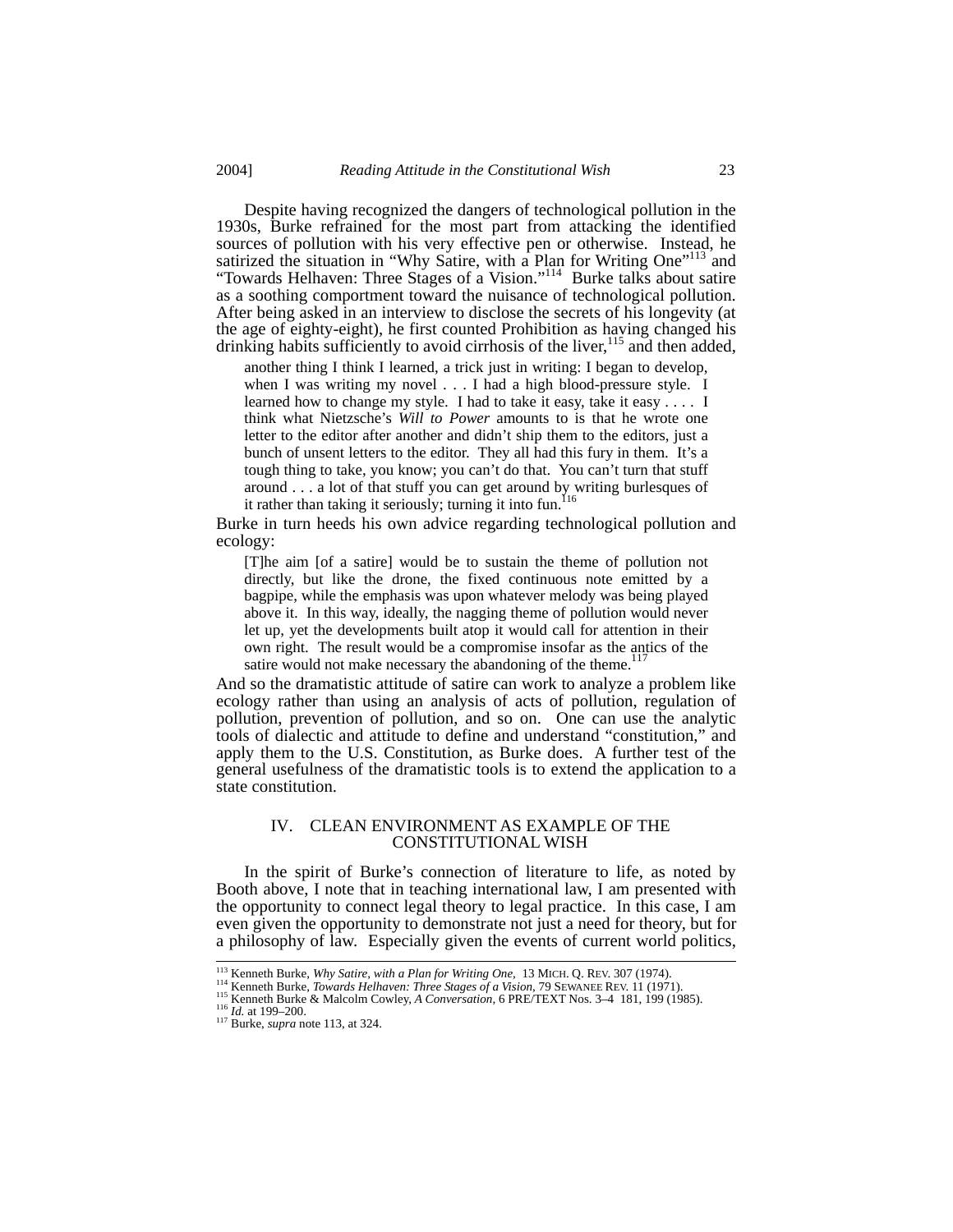Despite having recognized the dangers of technological pollution in the 1930s, Burke refrained for the most part from attacking the identified sources of pollution with his very effective pen or otherwise. Instead, he satirized the situation in "Why Satire, with a Plan for Writing One"[113] and "Towards Helhaven: Three Stages of a Vision."[114] Burke talks about satire as a soothing comportment toward the nuisance of technological pollution. After being asked in an interview to disclose the secrets of his longevity (at the age of eighty-eight), he first counted Prohibition as having changed his drinking habits sufficiently to avoid cirrhosis of the liver,[115] and then added,

> another thing I think I learned, a trick just in writing: I began to develop, when I was writing my novel . . . I had a high blood-pressure style. I learned how to change my style. I had to take it easy, take it easy . . . . I think what Nietzsche's *Will to Power* amounts to is that he wrote one letter to the editor after another and didn't ship them to the editors, just a bunch of unsent letters to the editor. They all had this fury in them. It's a tough thing to take, you know; you can't do that. You can't turn that stuff around . . . a lot of that stuff you can get around by writing burlesques of it rather than taking it seriously; turning it into fun.[116]

Burke in turn heeds his own advice regarding technological pollution and ecology:

> [T]he aim [of a satire] would be to sustain the theme of pollution not directly, but like the drone, the fixed continuous note emitted by a bagpipe, while the emphasis was upon whatever melody was being played above it. In this way, ideally, the nagging theme of pollution would never let up, yet the developments built atop it would call for attention in their own right. The result would be a compromise insofar as the antics of the satire would not make necessary the abandoning of the theme.[117]

And so the dramatistic attitude of satire can work to analyze a problem like ecology rather than using an analysis of acts of pollution, regulation of pollution, prevention of pollution, and so on. One can use the analytic tools of dialectic and attitude to define and understand "constitution," and apply them to the U.S. Constitution, as Burke does. A further test of the general usefulness of the dramatistic tools is to extend the application to a state constitution.

## IV. CLEAN ENVIRONMENT AS EXAMPLE OF THE CONSTITUTIONAL WISH

In the spirit of Burke's connection of literature to life, as noted by Booth above, I note that in teaching international law, I am presented with the opportunity to connect legal theory to legal practice. In this case, I am even given the opportunity to demonstrate not just a need for theory, but for a philosophy of law. Especially given the events of current world politics,

---

[113] Kenneth Burke, *Why Satire, with a Plan for Writing One*, 13 MICH. Q. REV. 307 (1974).

[114] Kenneth Burke, *Towards Helhaven: Three Stages of a Vision*, 79 SEWANEE REV. 11 (1971).

[115] Kenneth Burke & Malcolm Cowley, *A Conversation*, 6 PRE/TEXT Nos. 3–4 181, 199 (1985).

[116] *Id.* at 199–200.

[117] Burke, *supra* note 113, at 324.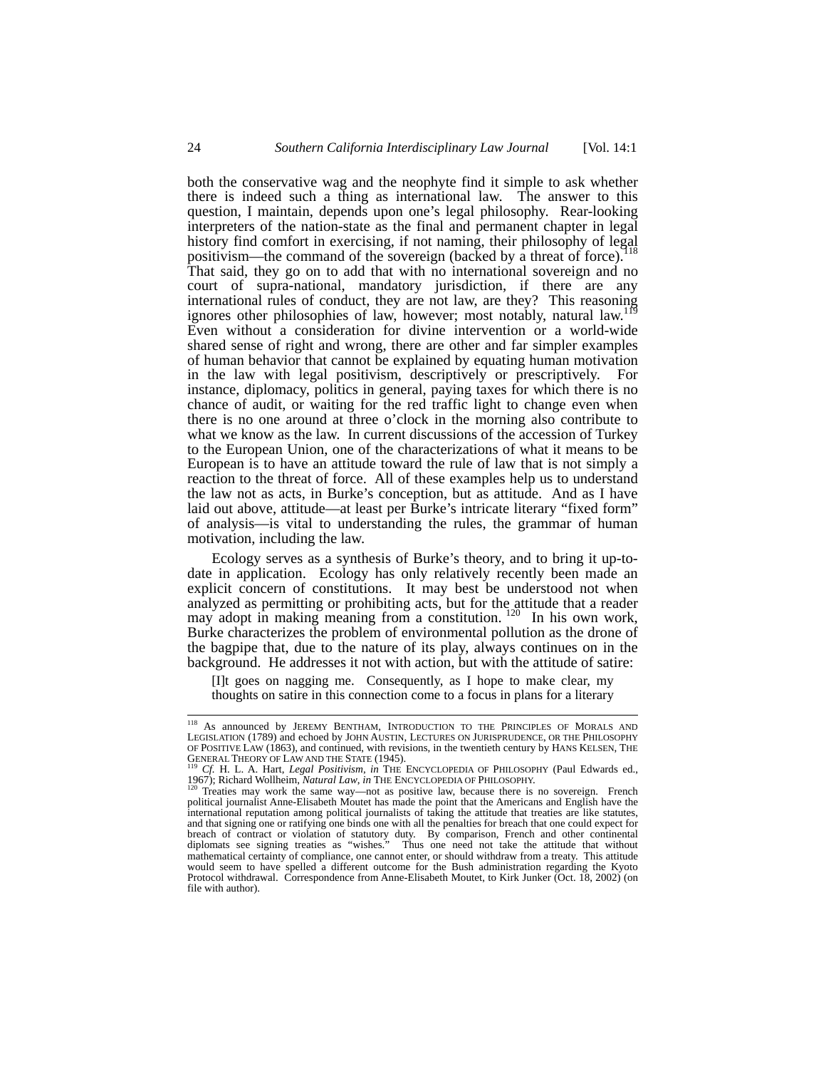both the conservative wag and the neophyte find it simple to ask whether there is indeed such a thing as international law. The answer to this question, I maintain, depends upon one's legal philosophy. Rear-looking interpreters of the nation-state as the final and permanent chapter in legal history find comfort in exercising, if not naming, their philosophy of legal positivism—the command of the sovereign (backed by a threat of force).[118] That said, they go on to add that with no international sovereign and no court of supra-national, mandatory jurisdiction, if there are any international rules of conduct, they are not law, are they? This reasoning ignores other philosophies of law, however; most notably, natural law.[119] Even without a consideration for divine intervention or a world-wide shared sense of right and wrong, there are other and far simpler examples of human behavior that cannot be explained by equating human motivation in the law with legal positivism, descriptively or prescriptively. For instance, diplomacy, politics in general, paying taxes for which there is no chance of audit, or waiting for the red traffic light to change even when there is no one around at three o'clock in the morning also contribute to what we know as the law. In current discussions of the accession of Turkey to the European Union, one of the characterizations of what it means to be European is to have an attitude toward the rule of law that is not simply a reaction to the threat of force. All of these examples help us to understand the law not as acts, in Burke's conception, but as attitude. And as I have laid out above, attitude—at least per Burke's intricate literary "fixed form" of analysis—is vital to understanding the rules, the grammar of human motivation, including the law.

Ecology serves as a synthesis of Burke's theory, and to bring it up-to-date in application. Ecology has only relatively recently been made an explicit concern of constitutions. It may best be understood not when analyzed as permitting or prohibiting acts, but for the attitude that a reader may adopt in making meaning from a constitution.[120] In his own work, Burke characterizes the problem of environmental pollution as the drone of the bagpipe that, due to the nature of its play, always continues on in the background. He addresses it not with action, but with the attitude of satire:

> [I]t goes on nagging me. Consequently, as I hope to make clear, my thoughts on satire in this connection come to a focus in plans for a literary

---

[118] As announced by JEREMY BENTHAM, INTRODUCTION TO THE PRINCIPLES OF MORALS AND LEGISLATION (1789) and echoed by JOHN AUSTIN, LECTURES ON JURISPRUDENCE, OR THE PHILOSOPHY OF POSITIVE LAW (1863), and continued, with revisions, in the twentieth century by HANS KELSEN, THE GENERAL THEORY OF LAW AND THE STATE (1945).

[119] *Cf.* H. L. A. Hart, *Legal Positivism*, *in* THE ENCYCLOPEDIA OF PHILOSOPHY (Paul Edwards ed., 1967); Richard Wollheim, *Natural Law*, *in* THE ENCYCLOPEDIA OF PHILOSOPHY.

[120] Treaties may work the same way—not as positive law, because there is no sovereign. French political journalist Anne-Elisabeth Moutet has made the point that the Americans and English have the international reputation among political journalists of taking the attitude that treaties are like statutes, and that signing one or ratifying one binds one with all the penalties for breach that one could expect for breach of contract or violation of statutory duty. By comparison, French and other continental diplomats see signing treaties as "wishes." Thus one need not take the attitude that without mathematical certainty of compliance, one cannot enter, or should withdraw from a treaty. This attitude would seem to have spelled a different outcome for the Bush administration regarding the Kyoto Protocol withdrawal. Correspondence from Anne-Elisabeth Moutet, to Kirk Junker (Oct. 18, 2002) (on file with author).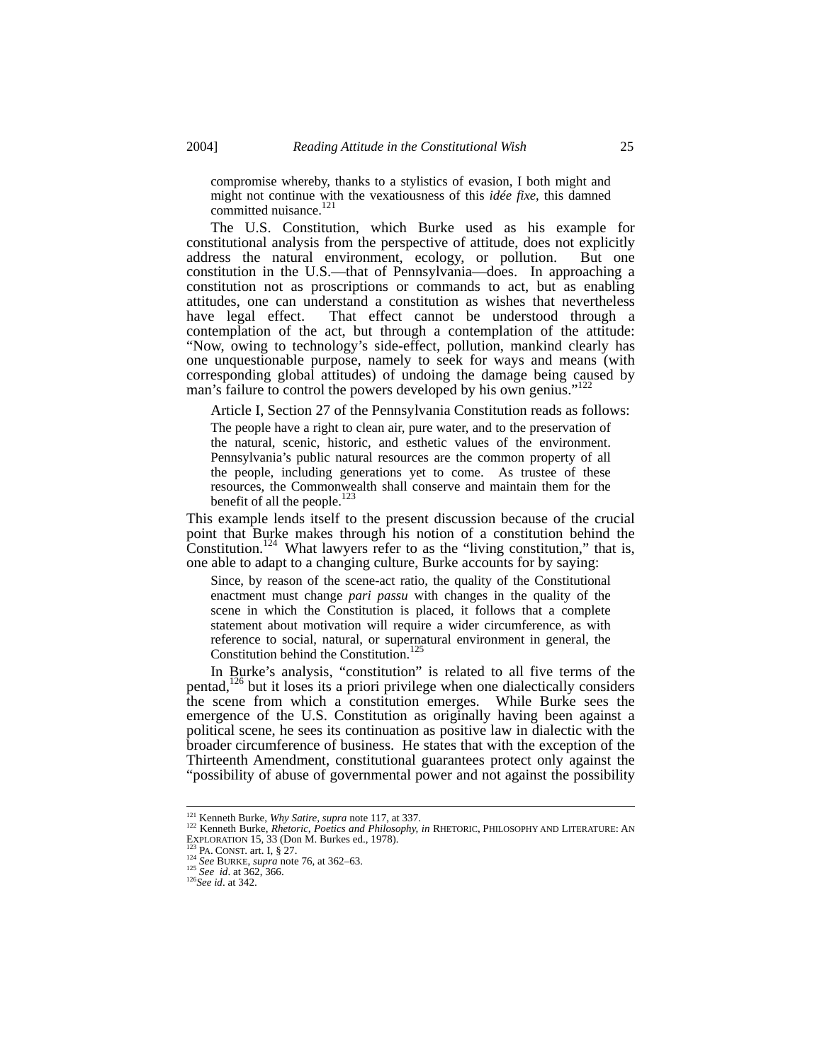> compromise whereby, thanks to a stylistics of evasion, I both might and might not continue with the vexatiousness of this *idée fixe*, this damned committed nuisance.[121]

The U.S. Constitution, which Burke used as his example for constitutional analysis from the perspective of attitude, does not explicitly address the natural environment, ecology, or pollution. But one constitution in the U.S.—that of Pennsylvania—does. In approaching a constitution not as proscriptions or commands to act, but as enabling attitudes, one can understand a constitution as wishes that nevertheless have legal effect. That effect cannot be understood through a contemplation of the act, but through a contemplation of the attitude: "Now, owing to technology's side-effect, pollution, mankind clearly has one unquestionable purpose, namely to seek for ways and means (with corresponding global attitudes) of undoing the damage being caused by man's failure to control the powers developed by his own genius."[122]

Article I, Section 27 of the Pennsylvania Constitution reads as follows:

> The people have a right to clean air, pure water, and to the preservation of the natural, scenic, historic, and esthetic values of the environment. Pennsylvania's public natural resources are the common property of all the people, including generations yet to come. As trustee of these resources, the Commonwealth shall conserve and maintain them for the benefit of all the people.[123]

This example lends itself to the present discussion because of the crucial point that Burke makes through his notion of a constitution behind the Constitution.[124] What lawyers refer to as the "living constitution," that is, one able to adapt to a changing culture, Burke accounts for by saying:

> Since, by reason of the scene-act ratio, the quality of the Constitutional enactment must change *pari passu* with changes in the quality of the scene in which the Constitution is placed, it follows that a complete statement about motivation will require a wider circumference, as with reference to social, natural, or supernatural environment in general, the Constitution behind the Constitution.[125]

In Burke's analysis, "constitution" is related to all five terms of the pentad,[126] but it loses its a priori privilege when one dialectically considers the scene from which a constitution emerges. While Burke sees the emergence of the U.S. Constitution as originally having been against a political scene, he sees its continuation as positive law in dialectic with the broader circumference of business. He states that with the exception of the Thirteenth Amendment, constitutional guarantees protect only against the "possibility of abuse of governmental power and not against the possibility

---

[121] Kenneth Burke, *Why Satire*, *supra* note 117, at 337.

[122] Kenneth Burke, *Rhetoric, Poetics and Philosophy*, *in* RHETORIC, PHILOSOPHY AND LITERATURE: AN EXPLORATION 15, 33 (Don M. Burkes ed., 1978).

[123] PA. CONST. art. I, § 27.

[124] *See* BURKE, *supra* note 76, at 362–63.

[125] *See id*. at 362, 366.

[126] *See id*. at 342.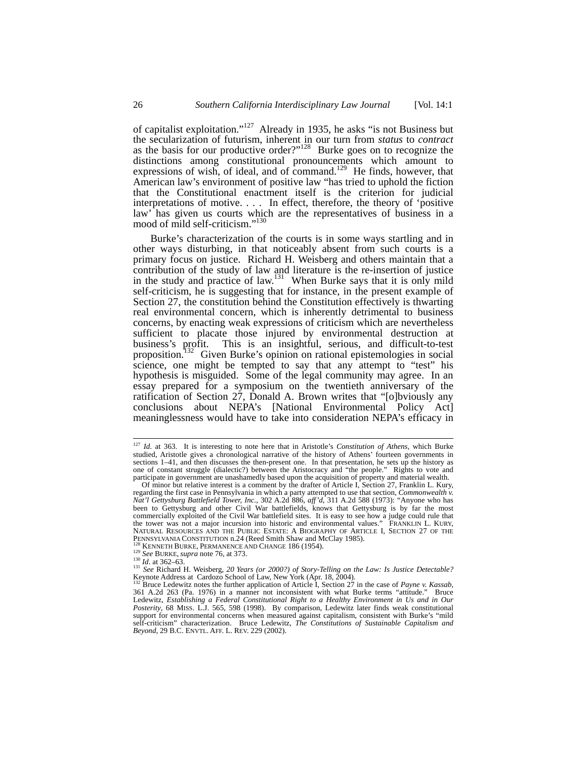of capitalist exploitation."[127] Already in 1935, he asks "is not Business but the secularization of futurism, inherent in our turn from *status* to *contract* as the basis for our productive order?"[128] Burke goes on to recognize the distinctions among constitutional pronouncements which amount to expressions of wish, of ideal, and of command.[129] He finds, however, that American law's environment of positive law "has tried to uphold the fiction that the Constitutional enactment itself is the criterion for judicial interpretations of motive. . . . In effect, therefore, the theory of 'positive law' has given us courts which are the representatives of business in a mood of mild self-criticism."[130]

Burke's characterization of the courts is in some ways startling and in other ways disturbing, in that noticeably absent from such courts is a primary focus on justice. Richard H. Weisberg and others maintain that a contribution of the study of law and literature is the re-insertion of justice in the study and practice of law.[131] When Burke says that it is only mild self-criticism, he is suggesting that for instance, in the present example of Section 27, the constitution behind the Constitution effectively is thwarting real environmental concern, which is inherently detrimental to business concerns, by enacting weak expressions of criticism which are nevertheless sufficient to placate those injured by environmental destruction at business's profit. This is an insightful, serious, and difficult-to-test proposition.[132] Given Burke's opinion on rational epistemologies in social science, one might be tempted to say that any attempt to "test" his hypothesis is misguided. Some of the legal community may agree. In an essay prepared for a symposium on the twentieth anniversary of the ratification of Section 27, Donald A. Brown writes that "[o]bviously any conclusions about NEPA's [National Environmental Policy Act] meaninglessness would have to take into consideration NEPA's efficacy in

---

[127] *Id.* at 363. It is interesting to note here that in Aristotle's *Constitution of Athens*, which Burke studied, Aristotle gives a chronological narrative of the history of Athens' fourteen governments in sections 1–41, and then discusses the then-present one. In that presentation, he sets up the history as one of constant struggle (dialectic?) between the Aristocracy and "the people." Rights to vote and participate in government are unashamedly based upon the acquisition of property and material wealth.

Of minor but relative interest is a comment by the drafter of Article I, Section 27, Franklin L. Kury, regarding the first case in Pennsylvania in which a party attempted to use that section, *Commonwealth v. Nat'l Gettysburg Battlefield Tower, Inc.*, 302 A.2d 886, *aff'd*, 311 A.2d 588 (1973): "Anyone who has been to Gettysburg and other Civil War battlefields, knows that Gettysburg is by far the most commercially exploited of the Civil War battlefield sites. It is easy to see how a judge could rule that the tower was not a major incursion into historic and environmental values." FRANKLIN L. KURY, NATURAL RESOURCES AND THE PUBLIC ESTATE: A BIOGRAPHY OF ARTICLE I, SECTION 27 OF THE PENNSYLVANIA CONSTITUTION n.24 (Reed Smith Shaw and McClay 1985).

[128] KENNETH BURKE, PERMANENCE AND CHANGE 186 (1954).

[129] *See* BURKE, *supra* note 76, at 373.

[130] *Id*. at 362–63.

[131] *See* Richard H. Weisberg, *20 Years (or 2000?) of Story-Telling on the Law: Is Justice Detectable?* Keynote Address at Cardozo School of Law, New York (Apr. 18, 2004).

[132] Bruce Ledewitz notes the further application of Article I, Section 27 in the case of *Payne v. Kassab*, 361 A.2d 263 (Pa. 1976) in a manner not inconsistent with what Burke terms "attitude." Bruce Ledewitz, *Establishing a Federal Constitutional Right to a Healthy Environment in Us and in Our Posterity*, 68 MISS. L.J. 565, 598 (1998). By comparison, Ledewitz later finds weak constitutional support for environmental concerns when measured against capitalism, consistent with Burke's "mild self-criticism" characterization. Bruce Ledewitz, *The Constitutions of Sustainable Capitalism and Beyond*, 29 B.C. ENVTL. AFF. L. REV. 229 (2002).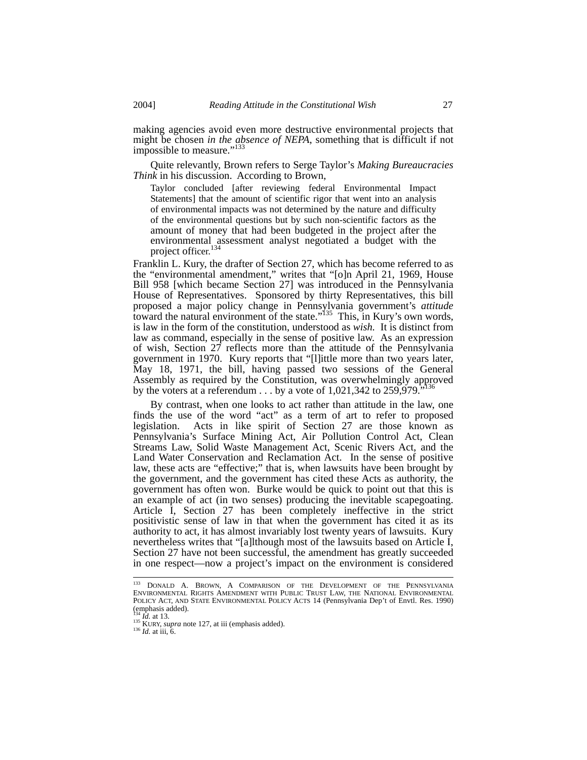making agencies avoid even more destructive environmental projects that might be chosen *in the absence of NEPA*, something that is difficult if not impossible to measure."[133]

Quite relevantly, Brown refers to Serge Taylor's *Making Bureaucracies Think* in his discussion. According to Brown,

> Taylor concluded [after reviewing federal Environmental Impact Statements] that the amount of scientific rigor that went into an analysis of environmental impacts was not determined by the nature and difficulty of the environmental questions but by such non-scientific factors as the amount of money that had been budgeted in the project after the environmental assessment analyst negotiated a budget with the project officer.[134]

Franklin L. Kury, the drafter of Section 27, which has become referred to as the "environmental amendment," writes that "[o]n April 21, 1969, House Bill 958 [which became Section 27] was introduced in the Pennsylvania House of Representatives. Sponsored by thirty Representatives, this bill proposed a major policy change in Pennsylvania government's *attitude* toward the natural environment of the state."[135] This, in Kury's own words, is law in the form of the constitution, understood as *wish.* It is distinct from law as command, especially in the sense of positive law. As an expression of wish, Section 27 reflects more than the attitude of the Pennsylvania government in 1970. Kury reports that "[l]ittle more than two years later, May 18, 1971, the bill, having passed two sessions of the General Assembly as required by the Constitution, was overwhelmingly approved by the voters at a referendum . . . by a vote of 1,021,342 to 259,979."[136]

By contrast, when one looks to act rather than attitude in the law, one finds the use of the word "act" as a term of art to refer to proposed legislation. Acts in like spirit of Section 27 are those known as Pennsylvania's Surface Mining Act, Air Pollution Control Act, Clean Streams Law, Solid Waste Management Act, Scenic Rivers Act, and the Land Water Conservation and Reclamation Act. In the sense of positive law, these acts are "effective;" that is, when lawsuits have been brought by the government, and the government has cited these Acts as authority, the government has often won. Burke would be quick to point out that this is an example of act (in two senses) producing the inevitable scapegoating. Article I, Section 27 has been completely ineffective in the strict positivistic sense of law in that when the government has cited it as its authority to act, it has almost invariably lost twenty years of lawsuits. Kury nevertheless writes that "[a]lthough most of the lawsuits based on Article I, Section 27 have not been successful, the amendment has greatly succeeded in one respect—now a project's impact on the environment is considered

---

[133] DONALD A. BROWN, A COMPARISON OF THE DEVELOPMENT OF THE PENNSYLVANIA ENVIRONMENTAL RIGHTS AMENDMENT WITH PUBLIC TRUST LAW, THE NATIONAL ENVIRONMENTAL POLICY ACT, AND STATE ENVIRONMENTAL POLICY ACTS 14 (Pennsylvania Dep't of Envtl. Res. 1990) (emphasis added).

[134] *Id.* at 13.

[135] KURY, *supra* note 127, at iii (emphasis added).

[136] *Id.* at iii, 6.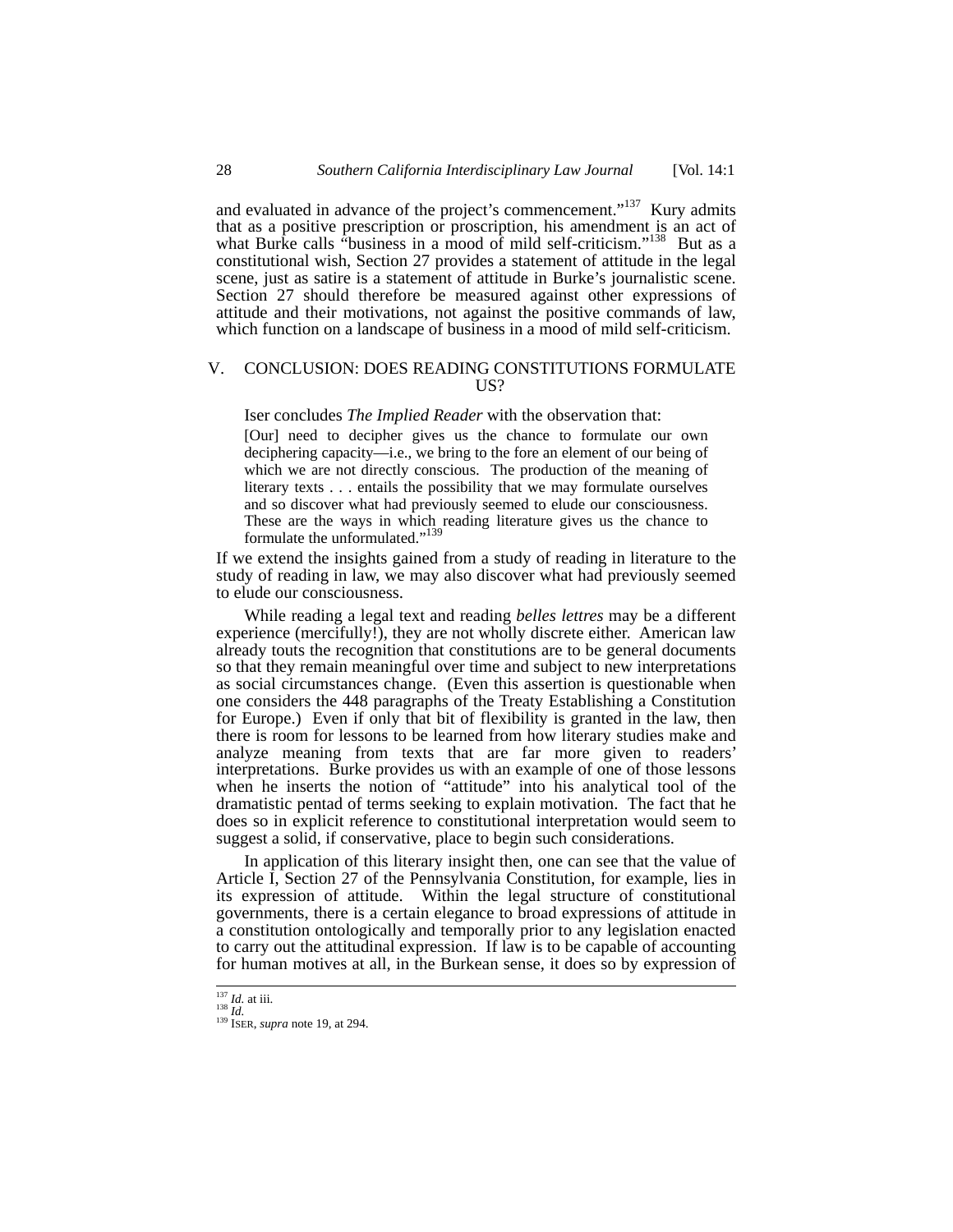and evaluated in advance of the project's commencement."[137] Kury admits that as a positive prescription or proscription, his amendment is an act of what Burke calls "business in a mood of mild self-criticism."[138] But as a constitutional wish, Section 27 provides a statement of attitude in the legal scene, just as satire is a statement of attitude in Burke's journalistic scene. Section 27 should therefore be measured against other expressions of attitude and their motivations, not against the positive commands of law, which function on a landscape of business in a mood of mild self-criticism.

## V. CONCLUSION: DOES READING CONSTITUTIONS FORMULATE US?

Iser concludes *The Implied Reader* with the observation that:

> [Our] need to decipher gives us the chance to formulate our own deciphering capacity—i.e., we bring to the fore an element of our being of which we are not directly conscious. The production of the meaning of literary texts . . . entails the possibility that we may formulate ourselves and so discover what had previously seemed to elude our consciousness. These are the ways in which reading literature gives us the chance to formulate the unformulated."[139]

If we extend the insights gained from a study of reading in literature to the study of reading in law, we may also discover what had previously seemed to elude our consciousness.

While reading a legal text and reading *belles lettres* may be a different experience (mercifully!), they are not wholly discrete either. American law already touts the recognition that constitutions are to be general documents so that they remain meaningful over time and subject to new interpretations as social circumstances change. (Even this assertion is questionable when one considers the 448 paragraphs of the Treaty Establishing a Constitution for Europe.) Even if only that bit of flexibility is granted in the law, then there is room for lessons to be learned from how literary studies make and analyze meaning from texts that are far more given to readers' interpretations. Burke provides us with an example of one of those lessons when he inserts the notion of "attitude" into his analytical tool of the dramatistic pentad of terms seeking to explain motivation. The fact that he does so in explicit reference to constitutional interpretation would seem to suggest a solid, if conservative, place to begin such considerations.

In application of this literary insight then, one can see that the value of Article I, Section 27 of the Pennsylvania Constitution, for example, lies in its expression of attitude. Within the legal structure of constitutional governments, there is a certain elegance to broad expressions of attitude in a constitution ontologically and temporally prior to any legislation enacted to carry out the attitudinal expression. If law is to be capable of accounting for human motives at all, in the Burkean sense, it does so by expression of

---

[137] *Id.* at iii.
[138] *Id.*
[139] ISER, *supra* note 19, at 294.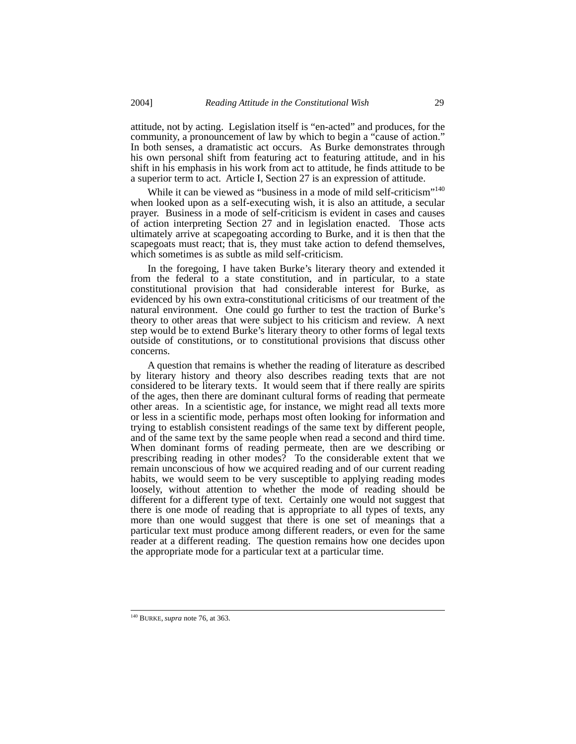attitude, not by acting. Legislation itself is "en-acted" and produces, for the community, a pronouncement of law by which to begin a "cause of action." In both senses, a dramatistic act occurs. As Burke demonstrates through his own personal shift from featuring act to featuring attitude, and in his shift in his emphasis in his work from act to attitude, he finds attitude to be a superior term to act. Article I, Section 27 is an expression of attitude.

While it can be viewed as "business in a mode of mild self-criticism"[140] when looked upon as a self-executing wish, it is also an attitude, a secular prayer. Business in a mode of self-criticism is evident in cases and causes of action interpreting Section 27 and in legislation enacted. Those acts ultimately arrive at scapegoating according to Burke, and it is then that the scapegoats must react; that is, they must take action to defend themselves, which sometimes is as subtle as mild self-criticism.

In the foregoing, I have taken Burke's literary theory and extended it from the federal to a state constitution, and in particular, to a state constitutional provision that had considerable interest for Burke, as evidenced by his own extra-constitutional criticisms of our treatment of the natural environment. One could go further to test the traction of Burke's theory to other areas that were subject to his criticism and review. A next step would be to extend Burke's literary theory to other forms of legal texts outside of constitutions, or to constitutional provisions that discuss other concerns.

A question that remains is whether the reading of literature as described by literary history and theory also describes reading texts that are not considered to be literary texts. It would seem that if there really are spirits of the ages, then there are dominant cultural forms of reading that permeate other areas. In a scientistic age, for instance, we might read all texts more or less in a scientific mode, perhaps most often looking for information and trying to establish consistent readings of the same text by different people, and of the same text by the same people when read a second and third time. When dominant forms of reading permeate, then are we describing or prescribing reading in other modes? To the considerable extent that we remain unconscious of how we acquired reading and of our current reading habits, we would seem to be very susceptible to applying reading modes loosely, without attention to whether the mode of reading should be different for a different type of text. Certainly one would not suggest that there is one mode of reading that is appropriate to all types of texts, any more than one would suggest that there is one set of meanings that a particular text must produce among different readers, or even for the same reader at a different reading. The question remains how one decides upon the appropriate mode for a particular text at a particular time.

---

[140] BURKE, *supra* note 76, at 363.